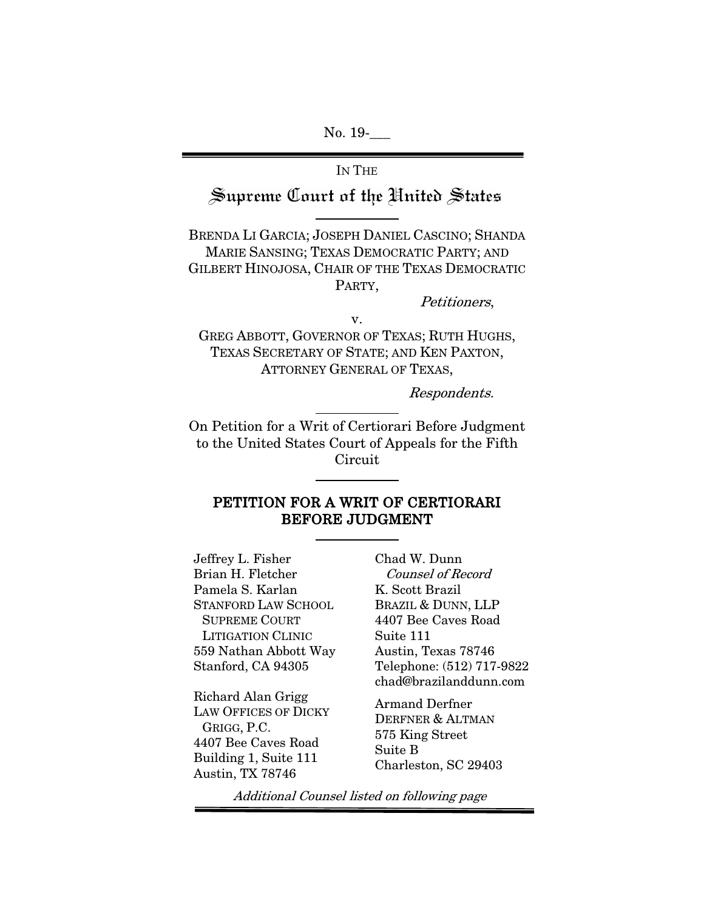No. 19-\_\_\_

IN THE

# Supreme Court of the United States

BRENDA LI GARCIA; JOSEPH DANIEL CASCINO; SHANDA MARIE SANSING; TEXAS DEMOCRATIC PARTY; AND GILBERT HINOJOSA, CHAIR OF THE TEXAS DEMOCRATIC PARTY,

*Petitioners*,

v.

GREG ABBOTT, GOVERNOR OF TEXAS; RUTH HUGHS, TEXAS SECRETARY OF STATE; AND KEN PAXTON, ATTORNEY GENERAL OF TEXAS,

*Respondents.*

On Petition for a Writ of Certiorari Before Judgment to the United States Court of Appeals for the Fifth Circuit

## PETITION FOR A WRIT OF CERTIORARI BEFORE JUDGMENT

Jeffrey L. Fisher
Brian H. Fletcher
Pamela S. Karlan
STANFORD LAW SCHOOL
SUPREME COURT
LITIGATION CLINIC
559 Nathan Abbott Way
Stanford, CA 94305

Richard Alan Grigg
LAW OFFICES OF DICKY GRIGG, P.C.
4407 Bee Caves Road
Building 1, Suite 111
Austin, TX 78746

Chad W. Dunn
*Counsel of Record*
K. Scott Brazil
BRAZIL & DUNN, LLP
4407 Bee Caves Road
Suite 111
Austin, Texas 78746
Telephone: (512) 717-9822
chad@brazilanddunn.com

Armand Derfner
DERFNER & ALTMAN
575 King Street
Suite B
Charleston, SC 29403

*Additional Counsel listed on following page*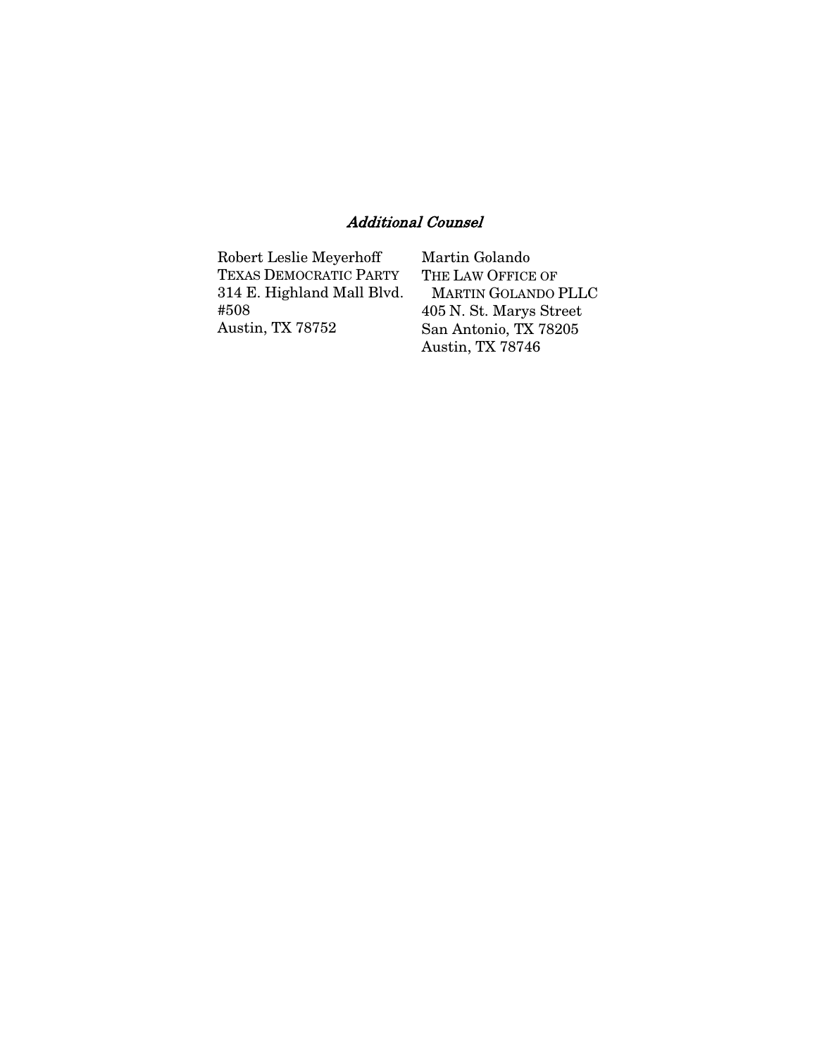*Additional Counsel*

Robert Leslie Meyerhoff
TEXAS DEMOCRATIC PARTY
314 E. Highland Mall Blvd.
#508
Austin, TX 78752

Martin Golando
THE LAW OFFICE OF
MARTIN GOLANDO PLLC
405 N. St. Marys Street
San Antonio, TX 78205
Austin, TX 78746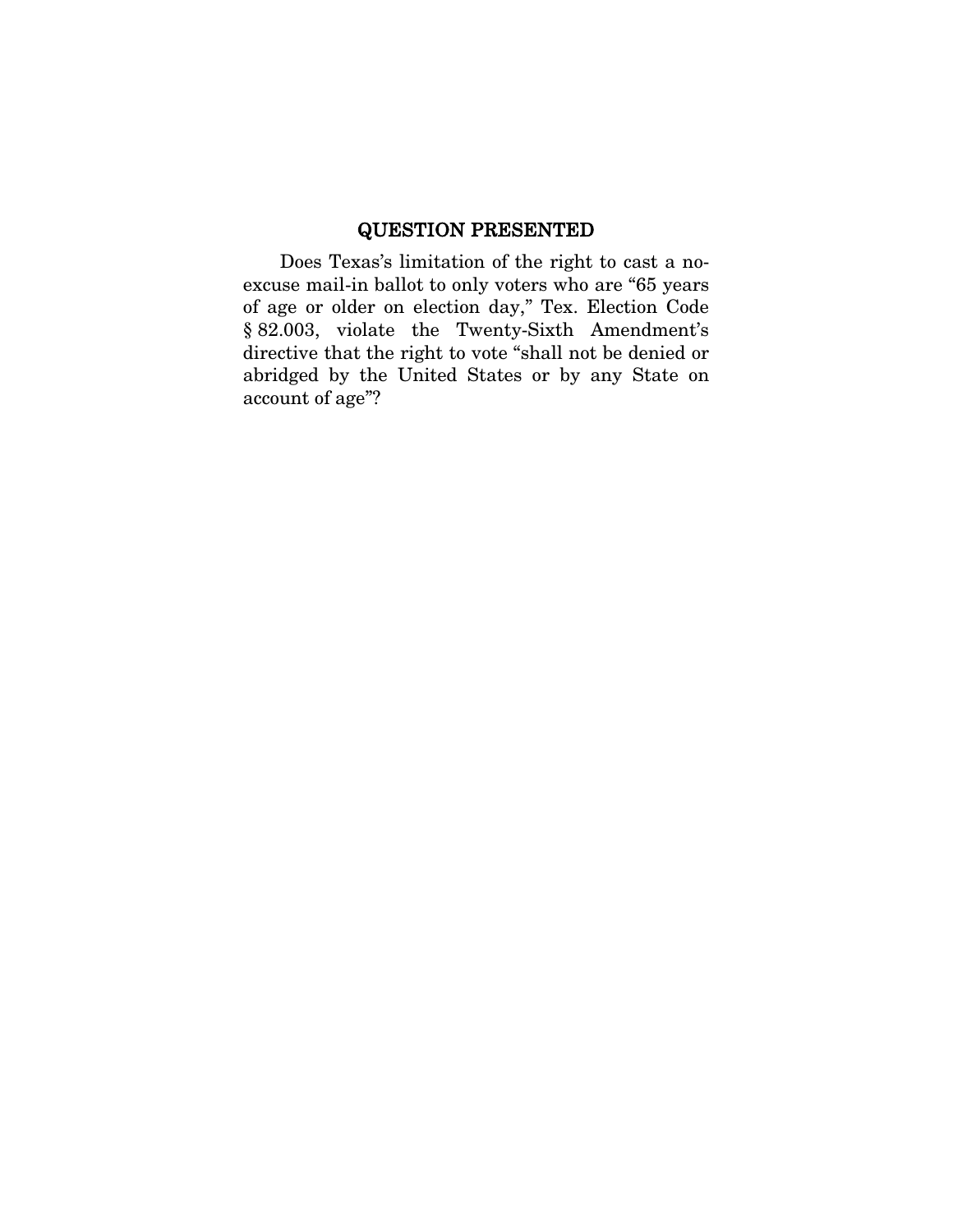## QUESTION PRESENTED

Does Texas's limitation of the right to cast a no-excuse mail-in ballot to only voters who are "65 years of age or older on election day," Tex. Election Code § 82.003, violate the Twenty-Sixth Amendment's directive that the right to vote "shall not be denied or abridged by the United States or by any State on account of age"?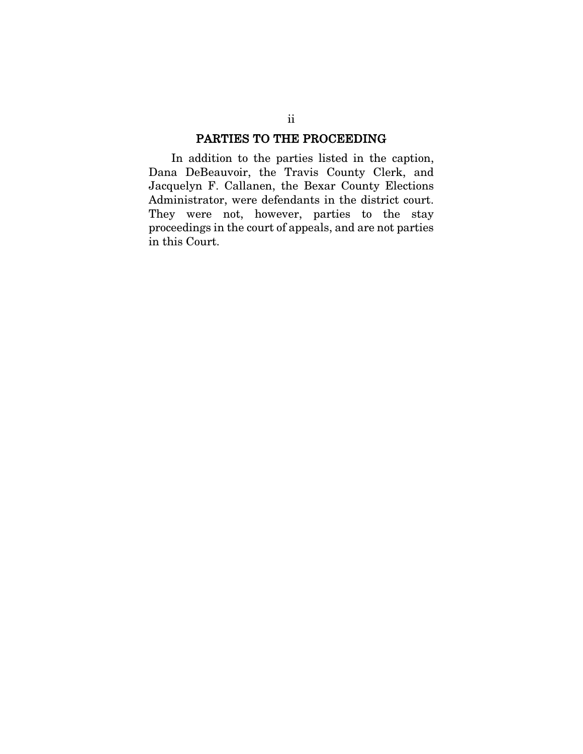## PARTIES TO THE PROCEEDING

In addition to the parties listed in the caption, Dana DeBeauvoir, the Travis County Clerk, and Jacquelyn F. Callanen, the Bexar County Elections Administrator, were defendants in the district court. They were not, however, parties to the stay proceedings in the court of appeals, and are not parties in this Court.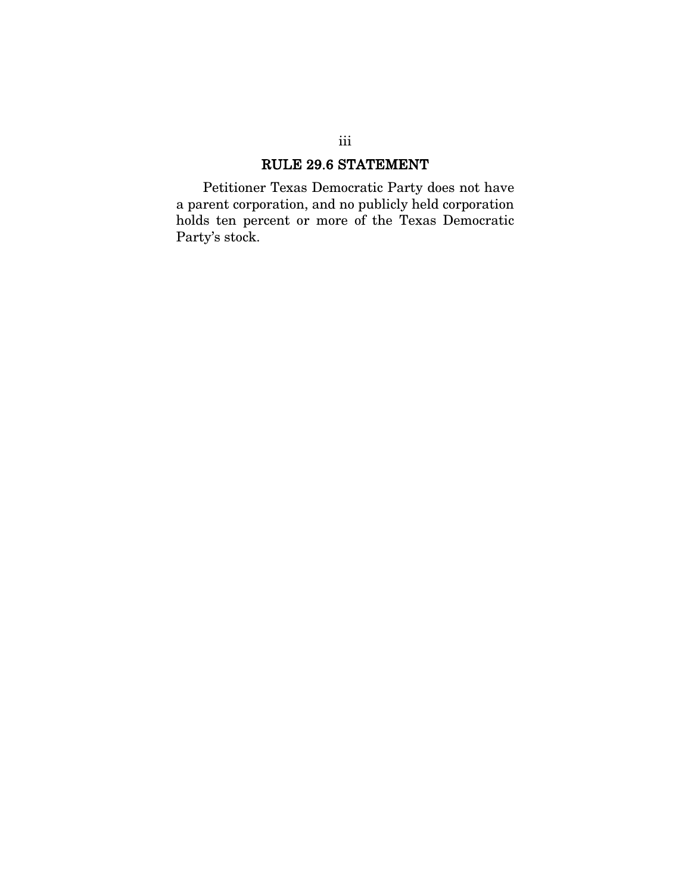## RULE 29.6 STATEMENT

Petitioner Texas Democratic Party does not have a parent corporation, and no publicly held corporation holds ten percent or more of the Texas Democratic Party's stock.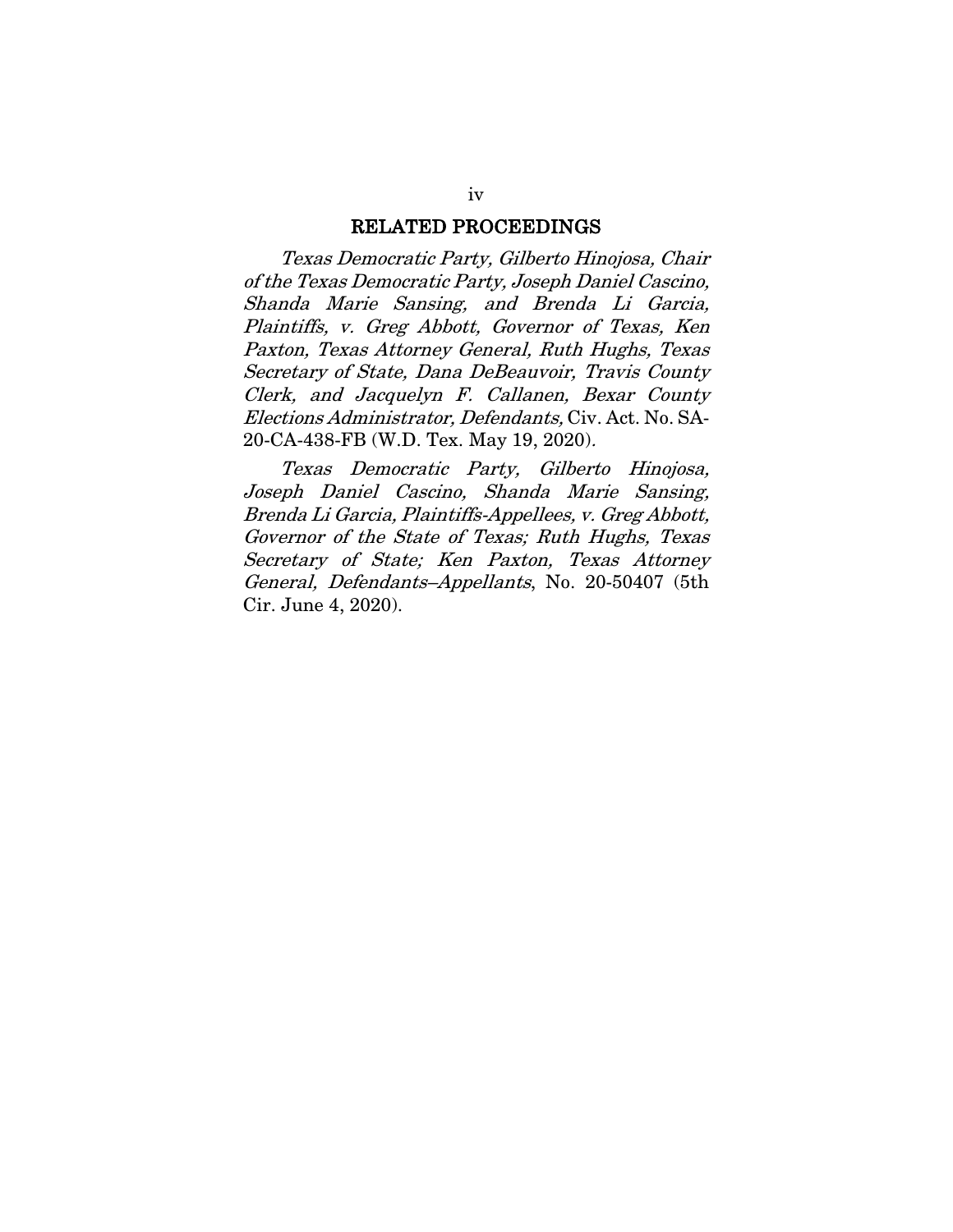## RELATED PROCEEDINGS

*Texas Democratic Party, Gilberto Hinojosa, Chair of the Texas Democratic Party, Joseph Daniel Cascino, Shanda Marie Sansing, and Brenda Li Garcia, Plaintiffs, v. Greg Abbott, Governor of Texas, Ken Paxton, Texas Attorney General, Ruth Hughs, Texas Secretary of State, Dana DeBeauvoir, Travis County Clerk, and Jacquelyn F. Callanen, Bexar County Elections Administrator, Defendants,* Civ. Act. No. SA-20-CA-438-FB (W.D. Tex. May 19, 2020).

*Texas Democratic Party, Gilberto Hinojosa, Joseph Daniel Cascino, Shanda Marie Sansing, Brenda Li Garcia, Plaintiffs-Appellees, v. Greg Abbott, Governor of the State of Texas; Ruth Hughs, Texas Secretary of State; Ken Paxton, Texas Attorney General, Defendants–Appellants*, No. 20-50407 (5th Cir. June 4, 2020).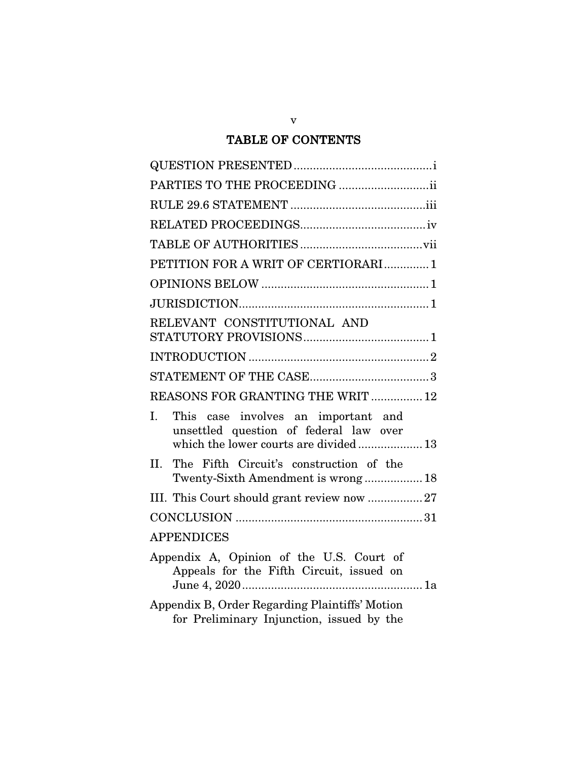# TABLE OF CONTENTS

QUESTION PRESENTED ........................................... i

PARTIES TO THE PROCEEDING ............................ ii

RULE 29.6 STATEMENT .......................................... iii

RELATED PROCEEDINGS....................................... iv

TABLE OF AUTHORITIES ...................................... vii

PETITION FOR A WRIT OF CERTIORARI ............. 1

OPINIONS BELOW .................................................... 1

JURISDICTION........................................................... 1

RELEVANT CONSTITUTIONAL AND STATUTORY PROVISIONS....................................... 1

INTRODUCTION ........................................................ 2

STATEMENT OF THE CASE..................................... 3

REASONS FOR GRANTING THE WRIT ................ 12

I. This case involves an important and unsettled question of federal law over which the lower courts are divided .................... 13

II. The Fifth Circuit's construction of the Twenty-Sixth Amendment is wrong .................. 18

III. This Court should grant review now ................. 27

CONCLUSION .......................................................... 31

APPENDICES

Appendix A, Opinion of the U.S. Court of Appeals for the Fifth Circuit, issued on June 4, 2020 ........................................................ 1a

Appendix B, Order Regarding Plaintiffs' Motion for Preliminary Injunction, issued by the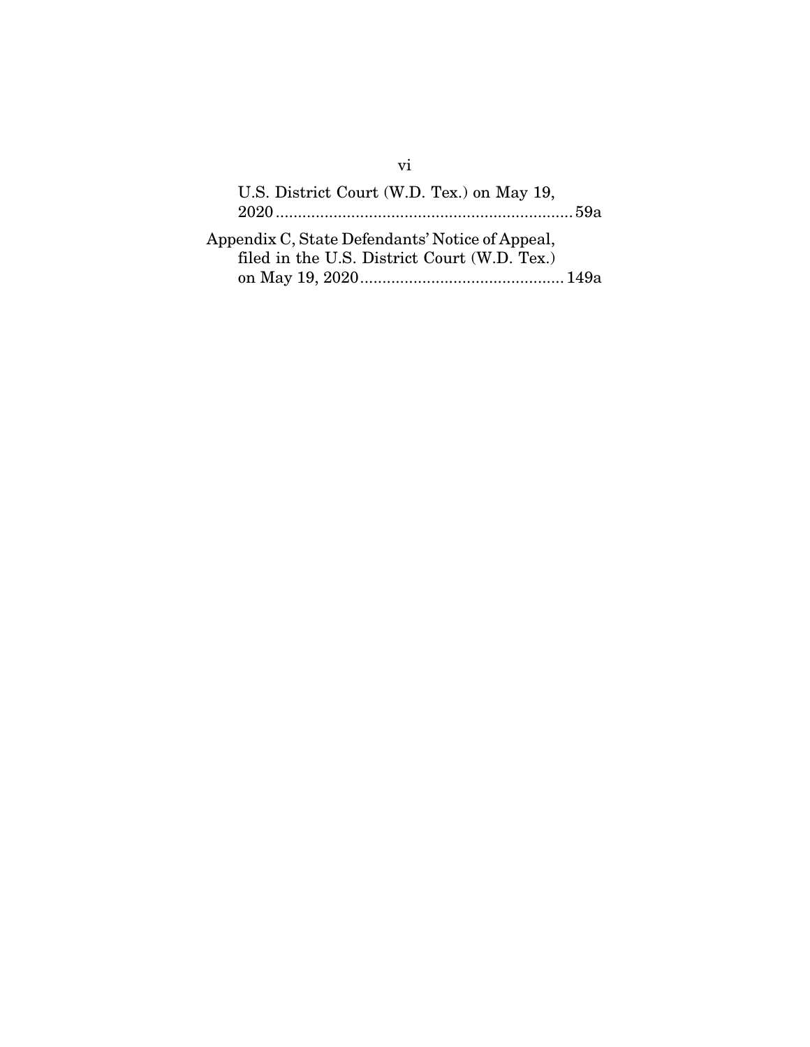U.S. District Court (W.D. Tex.) on May 19, 2020 .......... 59a

Appendix C, State Defendants' Notice of Appeal, filed in the U.S. District Court (W.D. Tex.) on May 19, 2020 .......... 149a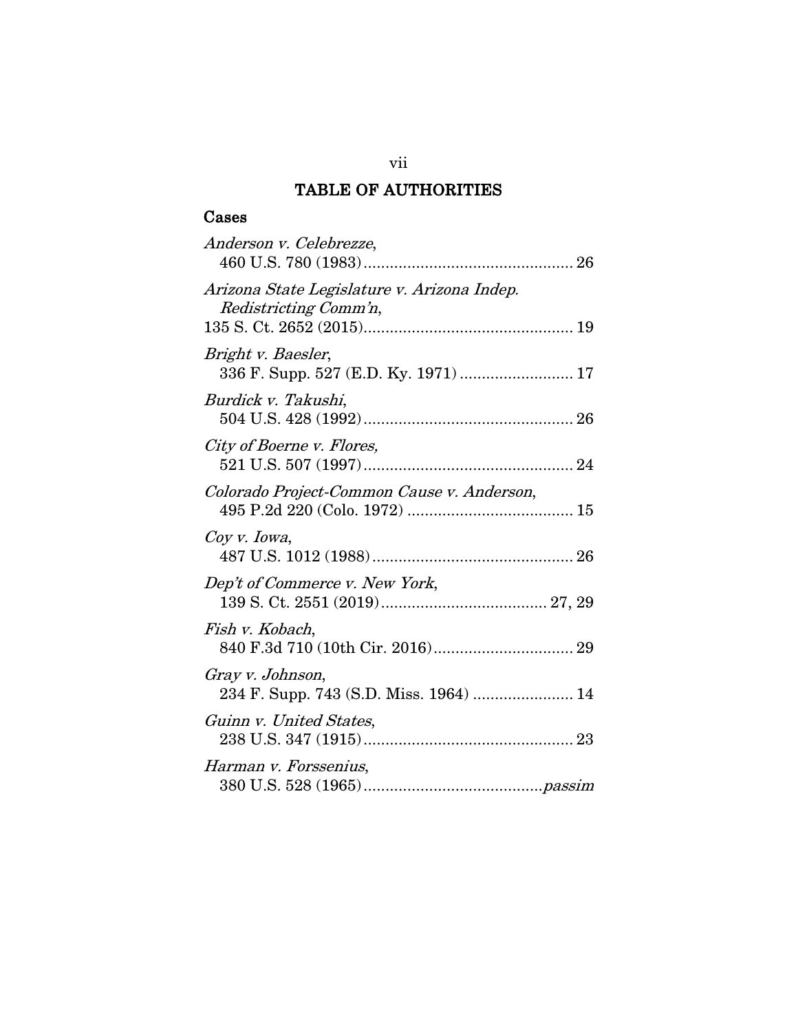# TABLE OF AUTHORITIES

## Cases

*Anderson v. Celebrezze*,
460 U.S. 780 (1983) ................................................ 26

*Arizona State Legislature v. Arizona Indep. Redistricting Comm'n*,
135 S. Ct. 2652 (2015)................................................ 19

*Bright v. Baesler*,
336 F. Supp. 527 (E.D. Ky. 1971) .......................... 17

*Burdick v. Takushi*,
504 U.S. 428 (1992) ................................................ 26

*City of Boerne v. Flores*,
521 U.S. 507 (1997) ................................................ 24

*Colorado Project-Common Cause v. Anderson*,
495 P.2d 220 (Colo. 1972) ...................................... 15

*Coy v. Iowa*,
487 U.S. 1012 (1988) .............................................. 26

*Dep't of Commerce v. New York*,
139 S. Ct. 2551 (2019) ...................................... 27, 29

*Fish v. Kobach*,
840 F.3d 710 (10th Cir. 2016) ................................ 29

*Gray v. Johnson*,
234 F. Supp. 743 (S.D. Miss. 1964) ....................... 14

*Guinn v. United States*,
238 U.S. 347 (1915) ................................................ 23

*Harman v. Forssenius*,
380 U.S. 528 (1965) ......................................... *passim*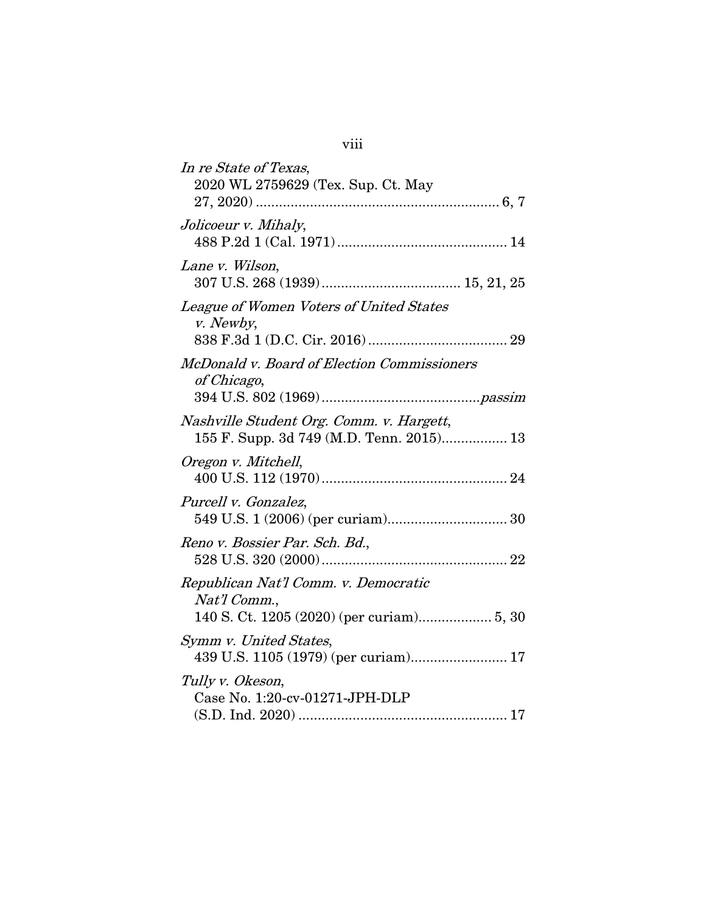*In re State of Texas*,
2020 WL 2759629 (Tex. Sup. Ct. May 27, 2020) ............................................................... 6, 7

*Jolicoeur v. Mihaly*,
488 P.2d 1 (Cal. 1971) ........................................... 14

*Lane v. Wilson*,
307 U.S. 268 (1939) .................................... 15, 21, 25

*League of Women Voters of United States v. Newby*,
838 F.3d 1 (D.C. Cir. 2016) .................................... 29

*McDonald v. Board of Election Commissioners of Chicago*,
394 U.S. 802 (1969) ......................................... *passim*

*Nashville Student Org. Comm. v. Hargett*,
155 F. Supp. 3d 749 (M.D. Tenn. 2015)................. 13

*Oregon v. Mitchell*,
400 U.S. 112 (1970) ................................................ 24

*Purcell v. Gonzalez*,
549 U.S. 1 (2006) (per curiam)............................... 30

*Reno v. Bossier Par. Sch. Bd.*,
528 U.S. 320 (2000) ................................................ 22

*Republican Nat'l Comm. v. Democratic Nat'l Comm.*,
140 S. Ct. 1205 (2020) (per curiam).................. 5, 30

*Symm v. United States*,
439 U.S. 1105 (1979) (per curiam)......................... 17

*Tully v. Okeson*,
Case No. 1:20-cv-01271-JPH-DLP (S.D. Ind. 2020) ...................................................... 17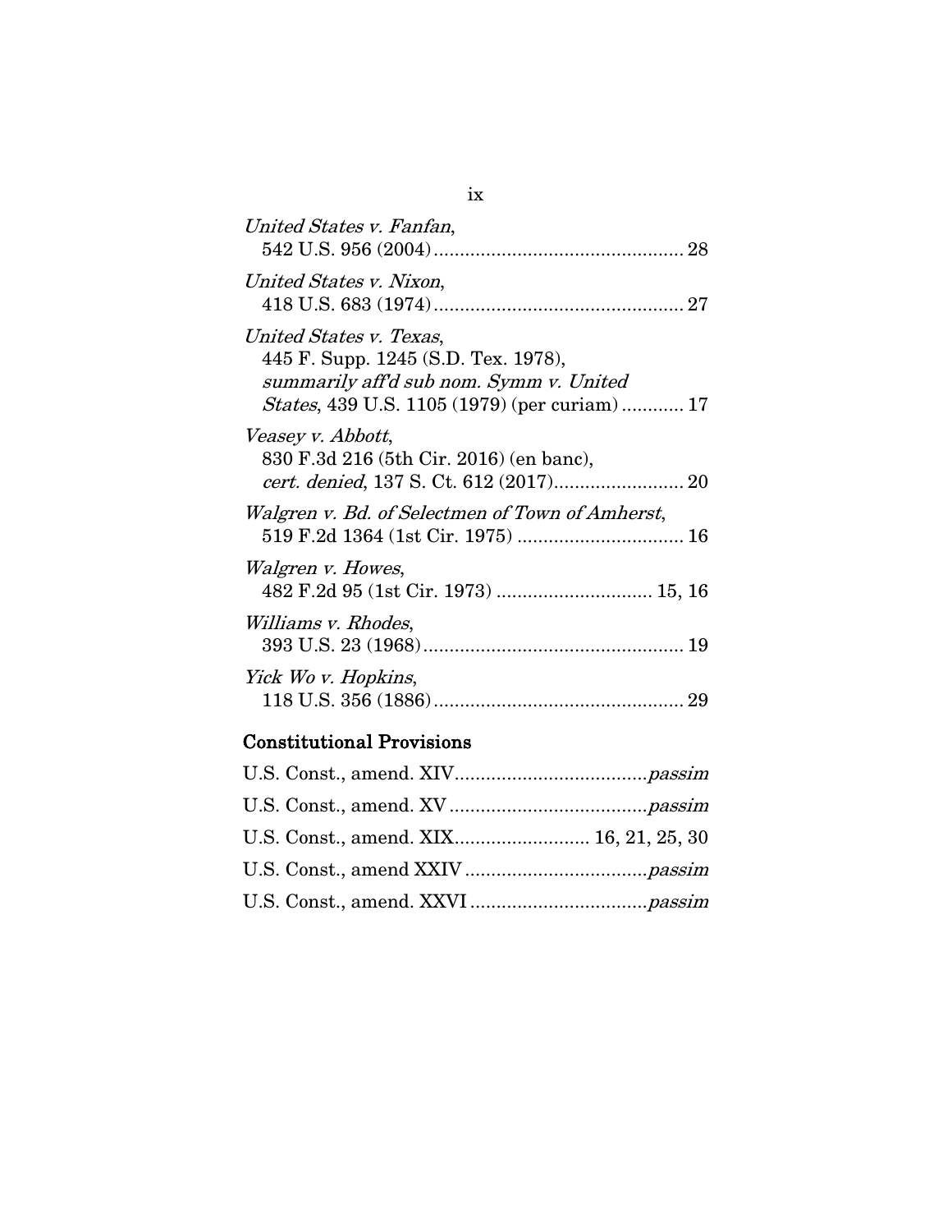*United States v. Fanfan*,
542 U.S. 956 (2004) ................................................ 28

*United States v. Nixon*,
418 U.S. 683 (1974) ................................................ 27

*United States v. Texas*,
445 F. Supp. 1245 (S.D. Tex. 1978),
*summarily aff'd sub nom. Symm v. United States*, 439 U.S. 1105 (1979) (per curiam) ............ 17

*Veasey v. Abbott*,
830 F.3d 216 (5th Cir. 2016) (en banc),
*cert. denied*, 137 S. Ct. 612 (2017) ......................... 20

*Walgren v. Bd. of Selectmen of Town of Amherst*,
519 F.2d 1364 (1st Cir. 1975) ................................ 16

*Walgren v. Howes*,
482 F.2d 95 (1st Cir. 1973) ............................. 15, 16

*Williams v. Rhodes*,
393 U.S. 23 (1968) .................................................. 19

*Yick Wo v. Hopkins*,
118 U.S. 356 (1886) ................................................ 29

## Constitutional Provisions

U.S. Const., amend. XIV ..................................... *passim*

U.S. Const., amend. XV ...................................... *passim*

U.S. Const., amend. XIX .......................... 16, 21, 25, 30

U.S. Const., amend XXIV ................................... *passim*

U.S. Const., amend. XXVI .................................. *passim*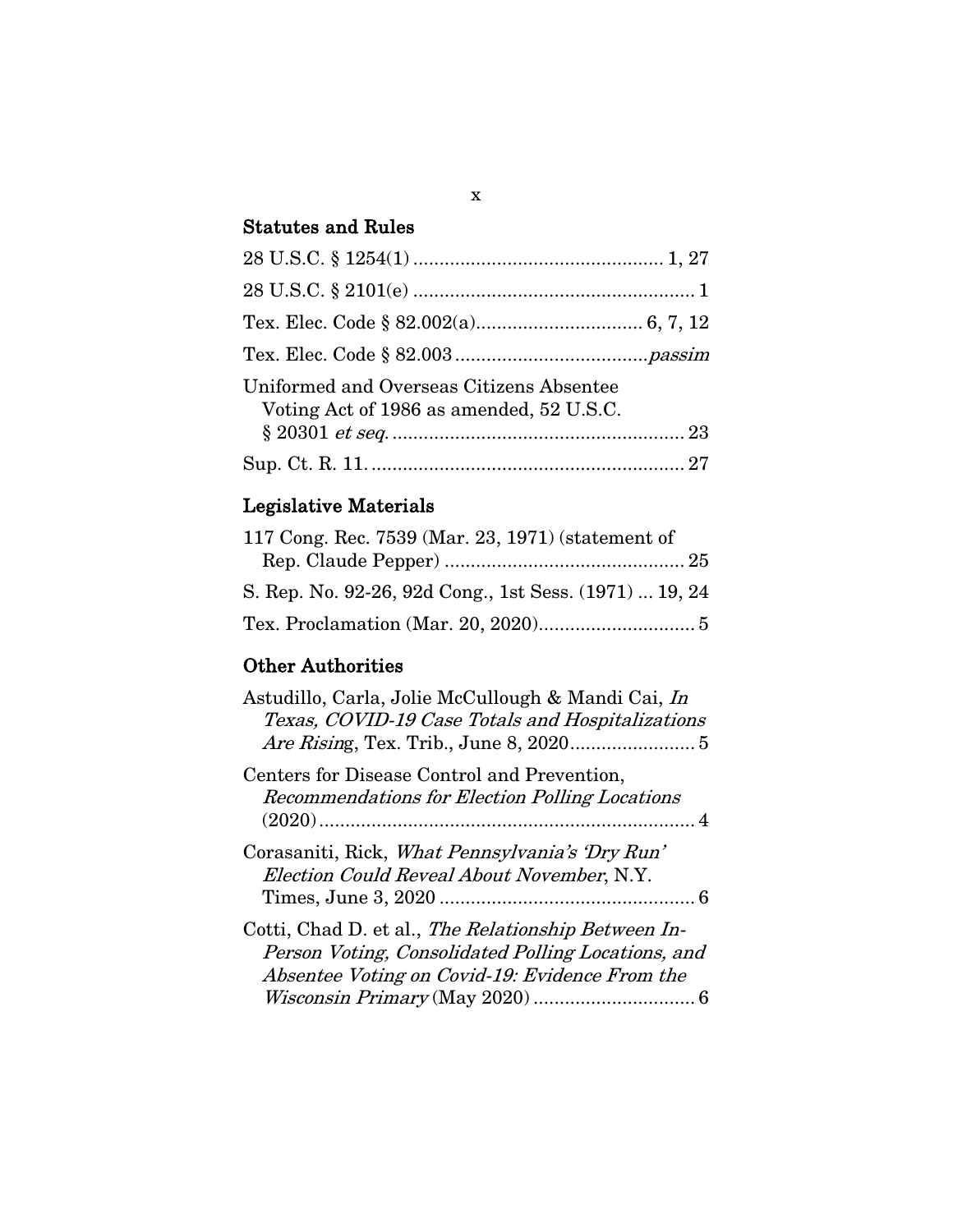### Statutes and Rules

28 U.S.C. § 1254(1) ............................................... 1, 27

28 U.S.C. § 2101(e) ..................................................... 1

Tex. Elec. Code § 82.002(a)................................ 6, 7, 12

Tex. Elec. Code § 82.003 ....................................*passim*

Uniformed and Overseas Citizens Absentee Voting Act of 1986 as amended, 52 U.S.C. § 20301 *et seq*. ........................................................ 23

Sup. Ct. R. 11. ........................................................... 27

### Legislative Materials

117 Cong. Rec. 7539 (Mar. 23, 1971) (statement of Rep. Claude Pepper) ............................................. 25

S. Rep. No. 92-26, 92d Cong., 1st Sess. (1971) ... 19, 24

Tex. Proclamation (Mar. 20, 2020).............................. 5

### Other Authorities

Astudillo, Carla, Jolie McCullough & Mandi Cai, *In Texas, COVID-19 Case Totals and Hospitalizations Are Rising*, Tex. Trib., June 8, 2020........................ 5

Centers for Disease Control and Prevention, *Recommendations for Election Polling Locations* (2020)........................................................................ 4

Corasaniti, Rick, *What Pennsylvania's 'Dry Run' Election Could Reveal About November*, N.Y. Times, June 3, 2020 ................................................. 6

Cotti, Chad D. et al., *The Relationship Between In-Person Voting, Consolidated Polling Locations, and Absentee Voting on Covid-19: Evidence From the Wisconsin Primary* (May 2020) ............................... 6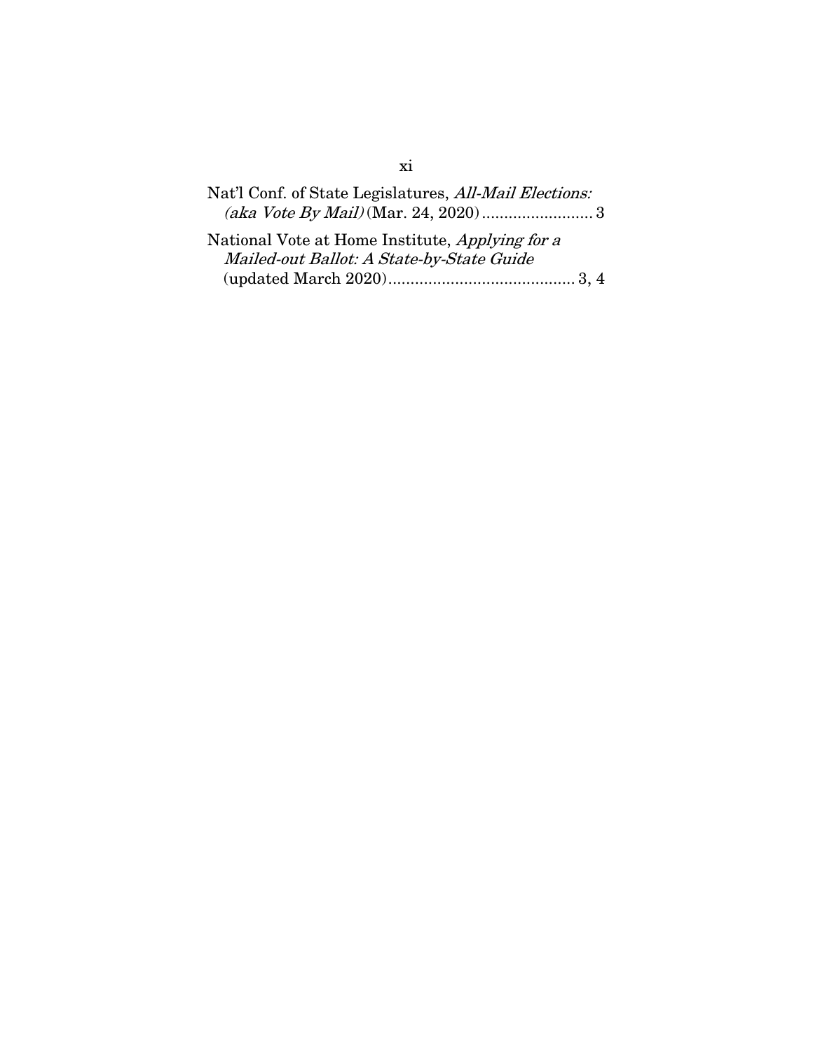Nat'l Conf. of State Legislatures, *All-Mail Elections: (aka Vote By Mail)* (Mar. 24, 2020)......................... 3

National Vote at Home Institute, *Applying for a Mailed-out Ballot: A State-by-State Guide* (updated March 2020).......................................... 3, 4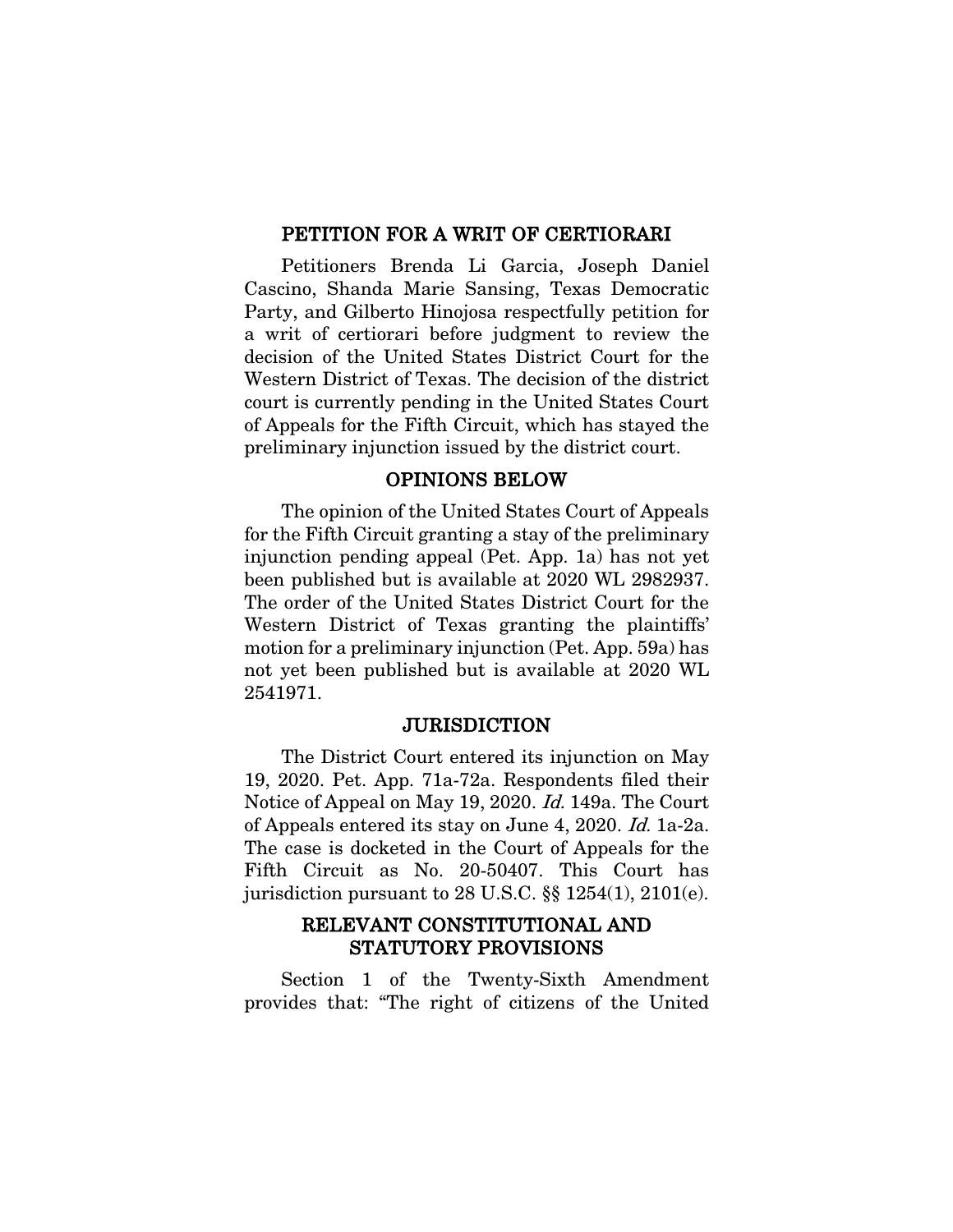## PETITION FOR A WRIT OF CERTIORARI

Petitioners Brenda Li Garcia, Joseph Daniel Cascino, Shanda Marie Sansing, Texas Democratic Party, and Gilberto Hinojosa respectfully petition for a writ of certiorari before judgment to review the decision of the United States District Court for the Western District of Texas. The decision of the district court is currently pending in the United States Court of Appeals for the Fifth Circuit, which has stayed the preliminary injunction issued by the district court.

## OPINIONS BELOW

The opinion of the United States Court of Appeals for the Fifth Circuit granting a stay of the preliminary injunction pending appeal (Pet. App. 1a) has not yet been published but is available at 2020 WL 2982937. The order of the United States District Court for the Western District of Texas granting the plaintiffs' motion for a preliminary injunction (Pet. App. 59a) has not yet been published but is available at 2020 WL 2541971.

## JURISDICTION

The District Court entered its injunction on May 19, 2020. Pet. App. 71a-72a. Respondents filed their Notice of Appeal on May 19, 2020. *Id.* 149a. The Court of Appeals entered its stay on June 4, 2020. *Id.* 1a-2a. The case is docketed in the Court of Appeals for the Fifth Circuit as No. 20-50407. This Court has jurisdiction pursuant to 28 U.S.C. §§ 1254(1), 2101(e).

## RELEVANT CONSTITUTIONAL AND STATUTORY PROVISIONS

Section 1 of the Twenty-Sixth Amendment provides that: "The right of citizens of the United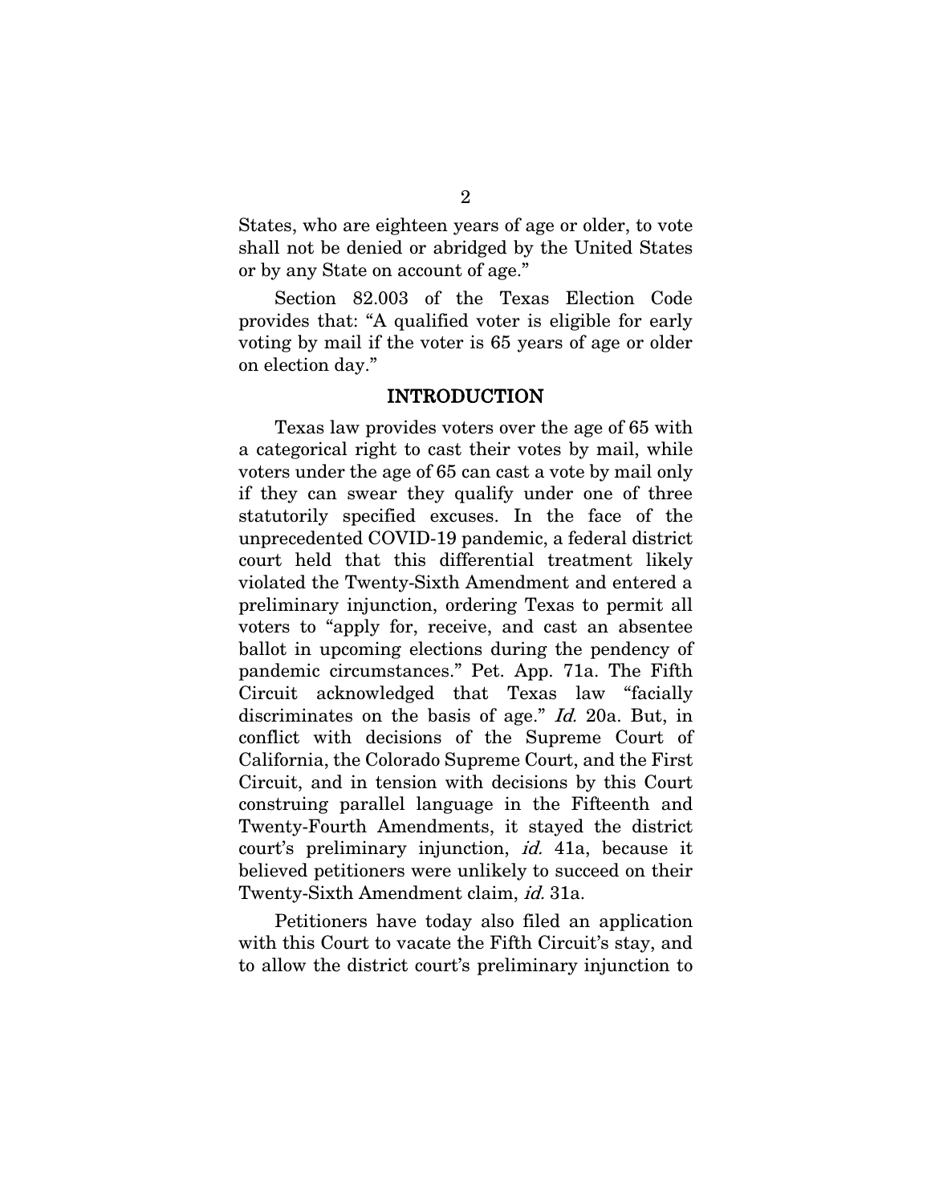States, who are eighteen years of age or older, to vote shall not be denied or abridged by the United States or by any State on account of age."

Section 82.003 of the Texas Election Code provides that: "A qualified voter is eligible for early voting by mail if the voter is 65 years of age or older on election day."

## INTRODUCTION

Texas law provides voters over the age of 65 with a categorical right to cast their votes by mail, while voters under the age of 65 can cast a vote by mail only if they can swear they qualify under one of three statutorily specified excuses. In the face of the unprecedented COVID-19 pandemic, a federal district court held that this differential treatment likely violated the Twenty-Sixth Amendment and entered a preliminary injunction, ordering Texas to permit all voters to "apply for, receive, and cast an absentee ballot in upcoming elections during the pendency of pandemic circumstances." Pet. App. 71a. The Fifth Circuit acknowledged that Texas law "facially discriminates on the basis of age." *Id.* 20a. But, in conflict with decisions of the Supreme Court of California, the Colorado Supreme Court, and the First Circuit, and in tension with decisions by this Court construing parallel language in the Fifteenth and Twenty-Fourth Amendments, it stayed the district court's preliminary injunction, *id.* 41a, because it believed petitioners were unlikely to succeed on their Twenty-Sixth Amendment claim, *id.* 31a.

Petitioners have today also filed an application with this Court to vacate the Fifth Circuit's stay, and to allow the district court's preliminary injunction to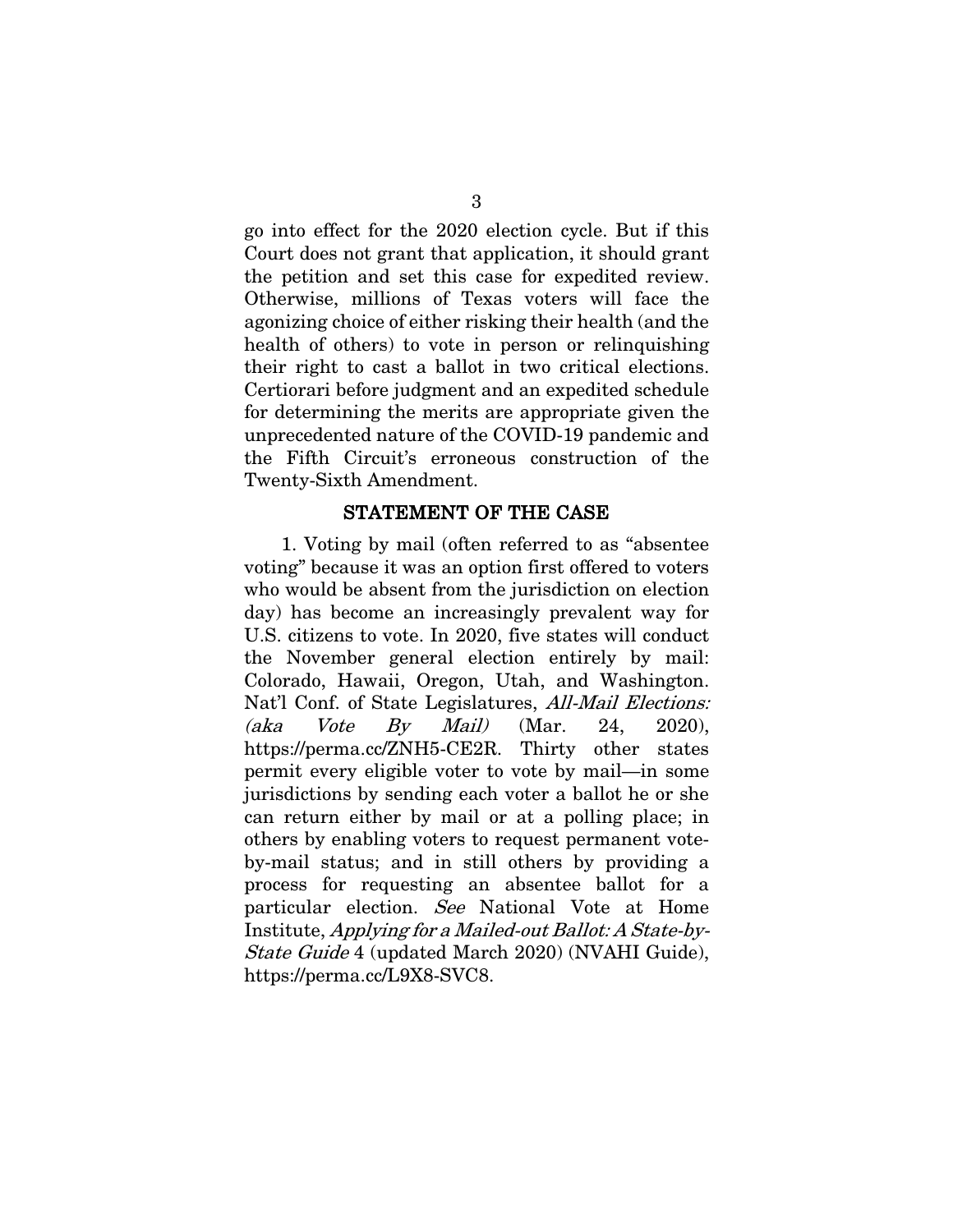go into effect for the 2020 election cycle. But if this Court does not grant that application, it should grant the petition and set this case for expedited review. Otherwise, millions of Texas voters will face the agonizing choice of either risking their health (and the health of others) to vote in person or relinquishing their right to cast a ballot in two critical elections. Certiorari before judgment and an expedited schedule for determining the merits are appropriate given the unprecedented nature of the COVID-19 pandemic and the Fifth Circuit's erroneous construction of the Twenty-Sixth Amendment.

## STATEMENT OF THE CASE

1. Voting by mail (often referred to as "absentee voting" because it was an option first offered to voters who would be absent from the jurisdiction on election day) has become an increasingly prevalent way for U.S. citizens to vote. In 2020, five states will conduct the November general election entirely by mail: Colorado, Hawaii, Oregon, Utah, and Washington. Nat'l Conf. of State Legislatures, *All-Mail Elections: (aka Vote By Mail)* (Mar. 24, 2020), https://perma.cc/ZNH5-CE2R. Thirty other states permit every eligible voter to vote by mail—in some jurisdictions by sending each voter a ballot he or she can return either by mail or at a polling place; in others by enabling voters to request permanent vote-by-mail status; and in still others by providing a process for requesting an absentee ballot for a particular election. *See* National Vote at Home Institute, *Applying for a Mailed-out Ballot: A State-by-State Guide* 4 (updated March 2020) (NVAHI Guide), https://perma.cc/L9X8-SVC8.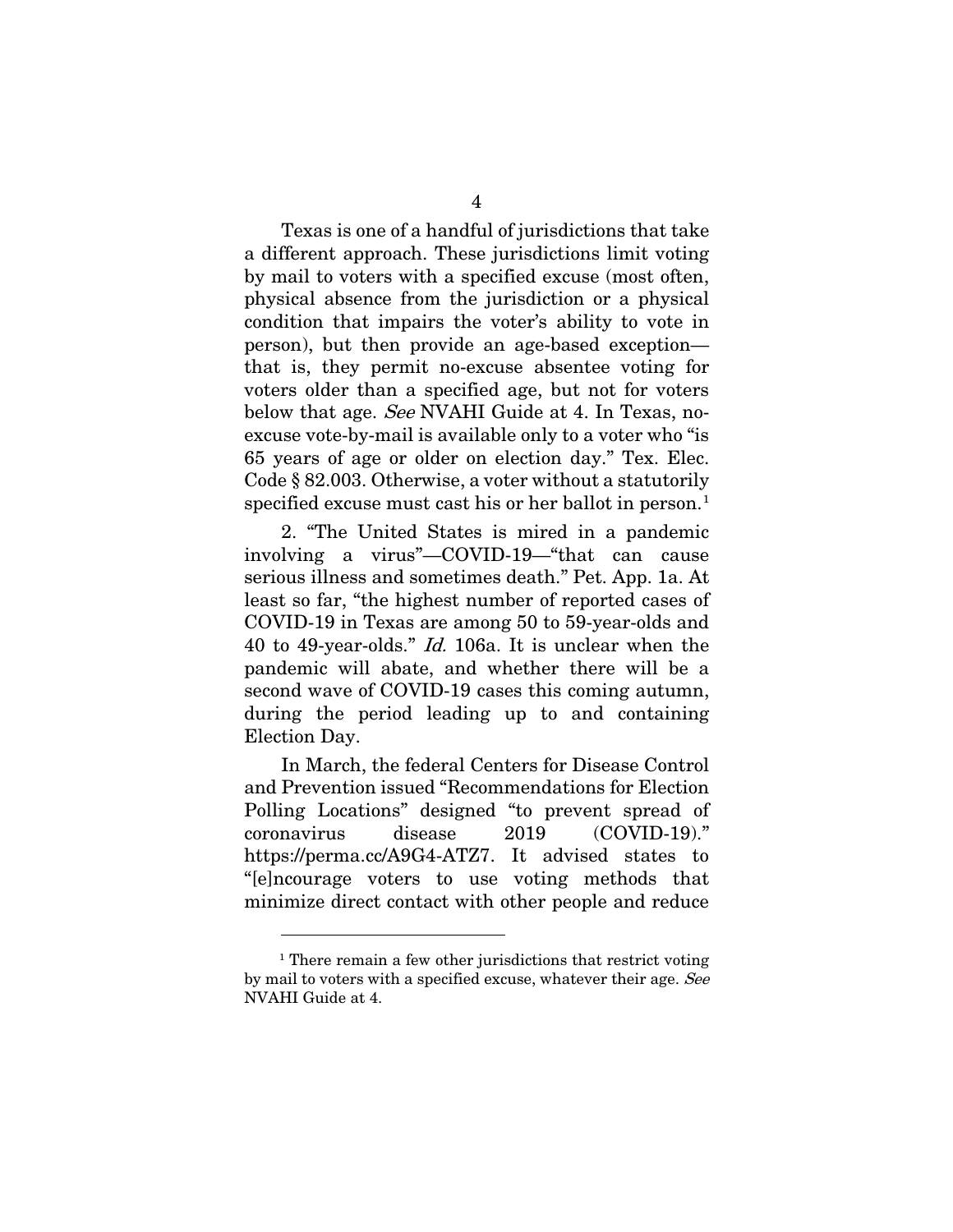Texas is one of a handful of jurisdictions that take a different approach. These jurisdictions limit voting by mail to voters with a specified excuse (most often, physical absence from the jurisdiction or a physical condition that impairs the voter's ability to vote in person), but then provide an age-based exception—that is, they permit no-excuse absentee voting for voters older than a specified age, but not for voters below that age. *See* NVAHI Guide at 4. In Texas, no-excuse vote-by-mail is available only to a voter who "is 65 years of age or older on election day." Tex. Elec. Code § 82.003. Otherwise, a voter without a statutorily specified excuse must cast his or her ballot in person.[1]

2. "The United States is mired in a pandemic involving a virus"—COVID-19—"that can cause serious illness and sometimes death." Pet. App. 1a. At least so far, "the highest number of reported cases of COVID-19 in Texas are among 50 to 59-year-olds and 40 to 49-year-olds." *Id.* 106a. It is unclear when the pandemic will abate, and whether there will be a second wave of COVID-19 cases this coming autumn, during the period leading up to and containing Election Day.

In March, the federal Centers for Disease Control and Prevention issued "Recommendations for Election Polling Locations" designed "to prevent spread of coronavirus disease 2019 (COVID-19)." https://perma.cc/A9G4-ATZ7. It advised states to "[e]ncourage voters to use voting methods that minimize direct contact with other people and reduce

---

[1] There remain a few other jurisdictions that restrict voting by mail to voters with a specified excuse, whatever their age. *See* NVAHI Guide at 4.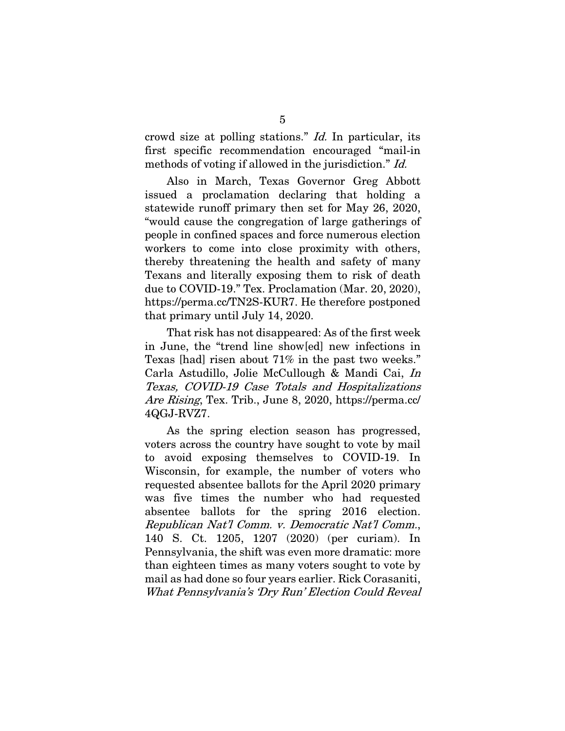crowd size at polling stations." *Id.* In particular, its first specific recommendation encouraged "mail-in methods of voting if allowed in the jurisdiction." *Id.*

Also in March, Texas Governor Greg Abbott issued a proclamation declaring that holding a statewide runoff primary then set for May 26, 2020, "would cause the congregation of large gatherings of people in confined spaces and force numerous election workers to come into close proximity with others, thereby threatening the health and safety of many Texans and literally exposing them to risk of death due to COVID-19." Tex. Proclamation (Mar. 20, 2020), https://perma.cc/TN2S-KUR7. He therefore postponed that primary until July 14, 2020.

That risk has not disappeared: As of the first week in June, the "trend line show[ed] new infections in Texas [had] risen about 71% in the past two weeks." Carla Astudillo, Jolie McCullough & Mandi Cai, *In Texas, COVID-19 Case Totals and Hospitalizations Are Rising*, Tex. Trib., June 8, 2020, https://perma.cc/4QGJ-RVZ7.

As the spring election season has progressed, voters across the country have sought to vote by mail to avoid exposing themselves to COVID-19. In Wisconsin, for example, the number of voters who requested absentee ballots for the April 2020 primary was five times the number who had requested absentee ballots for the spring 2016 election. *Republican Nat'l Comm. v. Democratic Nat'l Comm.*, 140 S. Ct. 1205, 1207 (2020) (per curiam). In Pennsylvania, the shift was even more dramatic: more than eighteen times as many voters sought to vote by mail as had done so four years earlier. Rick Corasaniti, *What Pennsylvania's 'Dry Run' Election Could Reveal*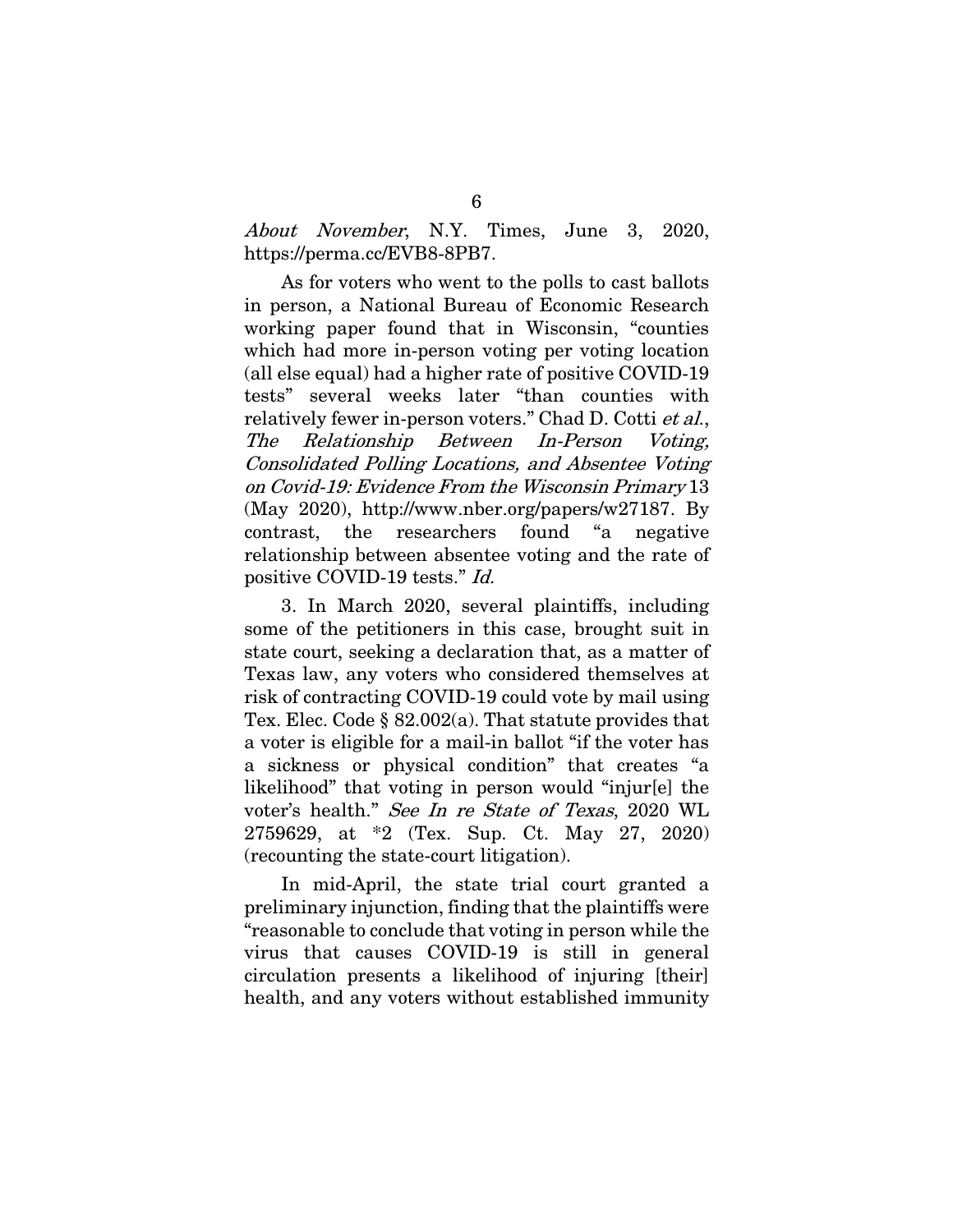*About November*, N.Y. Times, June 3, 2020, https://perma.cc/EVB8-8PB7.

As for voters who went to the polls to cast ballots in person, a National Bureau of Economic Research working paper found that in Wisconsin, "counties which had more in-person voting per voting location (all else equal) had a higher rate of positive COVID-19 tests" several weeks later "than counties with relatively fewer in-person voters." Chad D. Cotti *et al.*, *The Relationship Between In-Person Voting, Consolidated Polling Locations, and Absentee Voting on Covid-19: Evidence From the Wisconsin Primary* 13 (May 2020), http://www.nber.org/papers/w27187. By contrast, the researchers found "a negative relationship between absentee voting and the rate of positive COVID-19 tests." *Id.*

3. In March 2020, several plaintiffs, including some of the petitioners in this case, brought suit in state court, seeking a declaration that, as a matter of Texas law, any voters who considered themselves at risk of contracting COVID-19 could vote by mail using Tex. Elec. Code § 82.002(a). That statute provides that a voter is eligible for a mail-in ballot "if the voter has a sickness or physical condition" that creates "a likelihood" that voting in person would "injur[e] the voter's health." *See In re State of Texas*, 2020 WL 2759629, at *2 (Tex. Sup. Ct. May 27, 2020) (recounting the state-court litigation).

In mid-April, the state trial court granted a preliminary injunction, finding that the plaintiffs were "reasonable to conclude that voting in person while the virus that causes COVID-19 is still in general circulation presents a likelihood of injuring [their] health, and any voters without established immunity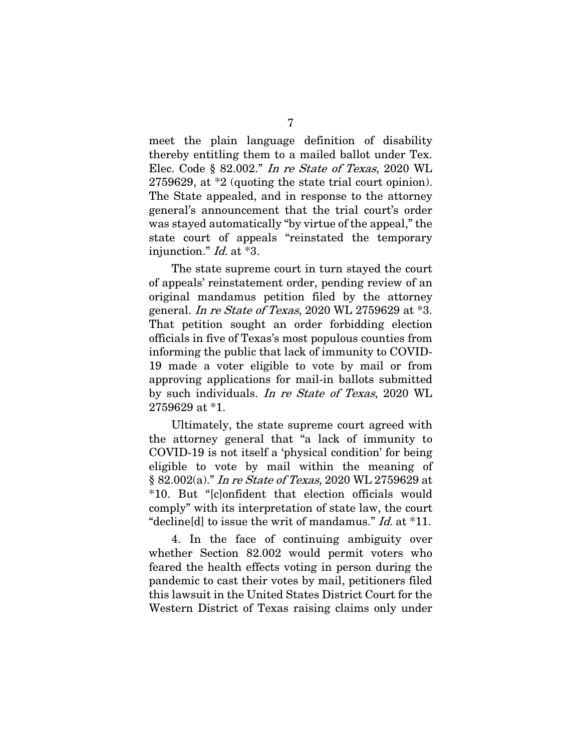meet the plain language definition of disability thereby entitling them to a mailed ballot under Tex. Elec. Code § 82.002." *In re State of Texas*, 2020 WL 2759629, at *2 (quoting the state trial court opinion). The State appealed, and in response to the attorney general's announcement that the trial court's order was stayed automatically "by virtue of the appeal," the state court of appeals "reinstated the temporary injunction." *Id.* at *3.

The state supreme court in turn stayed the court of appeals' reinstatement order, pending review of an original mandamus petition filed by the attorney general. *In re State of Texas*, 2020 WL 2759629 at *3. That petition sought an order forbidding election officials in five of Texas's most populous counties from informing the public that lack of immunity to COVID-19 made a voter eligible to vote by mail or from approving applications for mail-in ballots submitted by such individuals. *In re State of Texas*, 2020 WL 2759629 at *1.

Ultimately, the state supreme court agreed with the attorney general that "a lack of immunity to COVID-19 is not itself a 'physical condition' for being eligible to vote by mail within the meaning of § 82.002(a)." *In re State of Texas*, 2020 WL 2759629 at *10. But "[c]onfident that election officials would comply" with its interpretation of state law, the court "decline[d] to issue the writ of mandamus." *Id.* at *11.

4. In the face of continuing ambiguity over whether Section 82.002 would permit voters who feared the health effects voting in person during the pandemic to cast their votes by mail, petitioners filed this lawsuit in the United States District Court for the Western District of Texas raising claims only under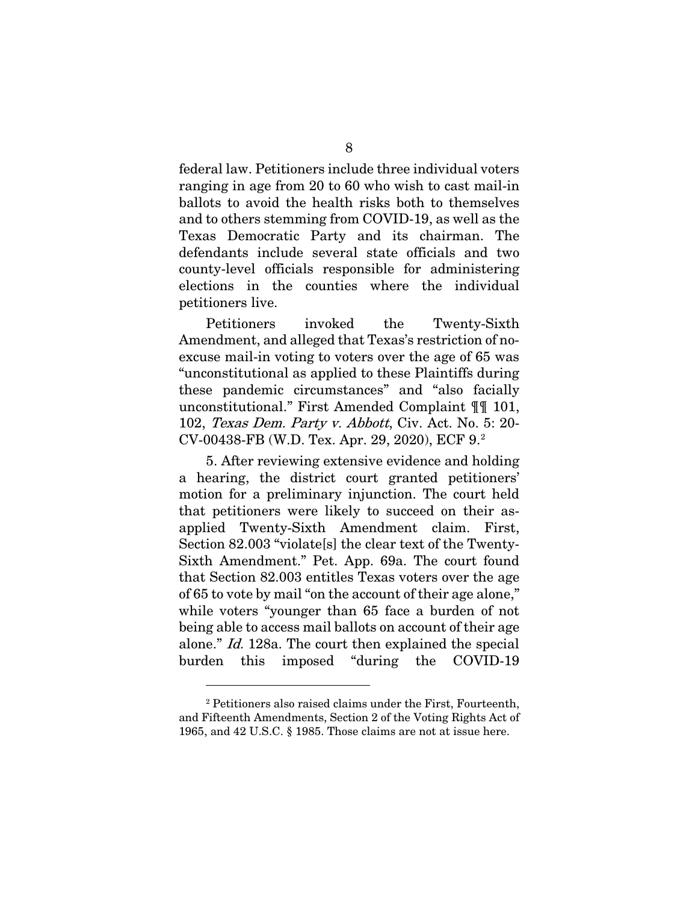federal law. Petitioners include three individual voters ranging in age from 20 to 60 who wish to cast mail-in ballots to avoid the health risks both to themselves and to others stemming from COVID-19, as well as the Texas Democratic Party and its chairman. The defendants include several state officials and two county-level officials responsible for administering elections in the counties where the individual petitioners live.

Petitioners invoked the Twenty-Sixth Amendment, and alleged that Texas's restriction of no-excuse mail-in voting to voters over the age of 65 was "unconstitutional as applied to these Plaintiffs during these pandemic circumstances" and "also facially unconstitutional." First Amended Complaint ¶¶ 101, 102, *Texas Dem. Party v. Abbott*, Civ. Act. No. 5: 20-CV-00438-FB (W.D. Tex. Apr. 29, 2020), ECF 9.[2]

5. After reviewing extensive evidence and holding a hearing, the district court granted petitioners' motion for a preliminary injunction. The court held that petitioners were likely to succeed on their as-applied Twenty-Sixth Amendment claim. First, Section 82.003 "violate[s] the clear text of the Twenty-Sixth Amendment." Pet. App. 69a. The court found that Section 82.003 entitles Texas voters over the age of 65 to vote by mail "on the account of their age alone," while voters "younger than 65 face a burden of not being able to access mail ballots on account of their age alone." *Id.* 128a. The court then explained the special burden this imposed "during the COVID-19

---

[2] Petitioners also raised claims under the First, Fourteenth, and Fifteenth Amendments, Section 2 of the Voting Rights Act of 1965, and 42 U.S.C. § 1985. Those claims are not at issue here.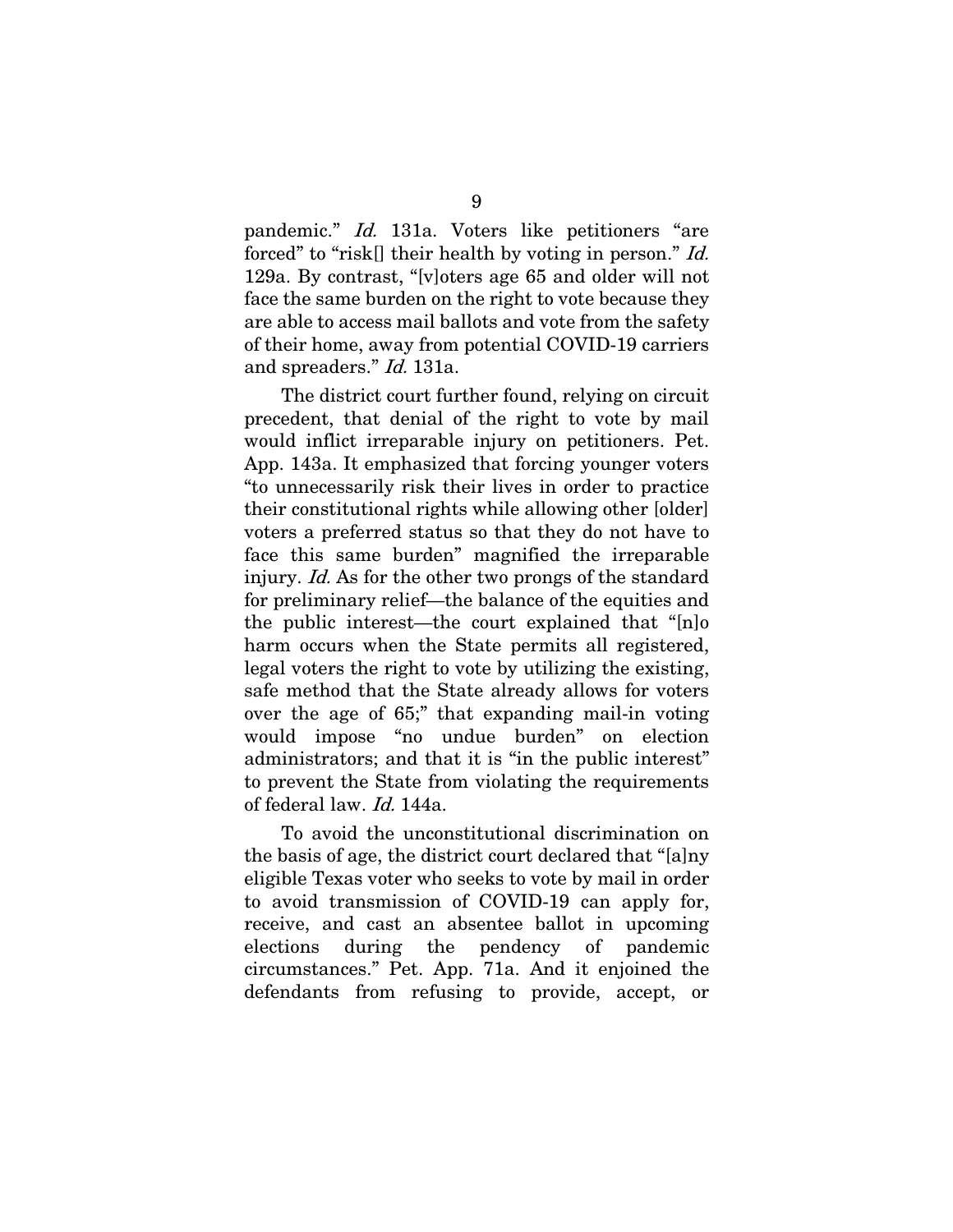pandemic." *Id.* 131a. Voters like petitioners "are forced" to "risk[] their health by voting in person." *Id.* 129a. By contrast, "[v]oters age 65 and older will not face the same burden on the right to vote because they are able to access mail ballots and vote from the safety of their home, away from potential COVID-19 carriers and spreaders." *Id.* 131a.

The district court further found, relying on circuit precedent, that denial of the right to vote by mail would inflict irreparable injury on petitioners. Pet. App. 143a. It emphasized that forcing younger voters "to unnecessarily risk their lives in order to practice their constitutional rights while allowing other [older] voters a preferred status so that they do not have to face this same burden" magnified the irreparable injury. *Id.* As for the other two prongs of the standard for preliminary relief—the balance of the equities and the public interest—the court explained that "[n]o harm occurs when the State permits all registered, legal voters the right to vote by utilizing the existing, safe method that the State already allows for voters over the age of 65;" that expanding mail-in voting would impose "no undue burden" on election administrators; and that it is "in the public interest" to prevent the State from violating the requirements of federal law. *Id.* 144a.

To avoid the unconstitutional discrimination on the basis of age, the district court declared that "[a]ny eligible Texas voter who seeks to vote by mail in order to avoid transmission of COVID-19 can apply for, receive, and cast an absentee ballot in upcoming elections during the pendency of pandemic circumstances." Pet. App. 71a. And it enjoined the defendants from refusing to provide, accept, or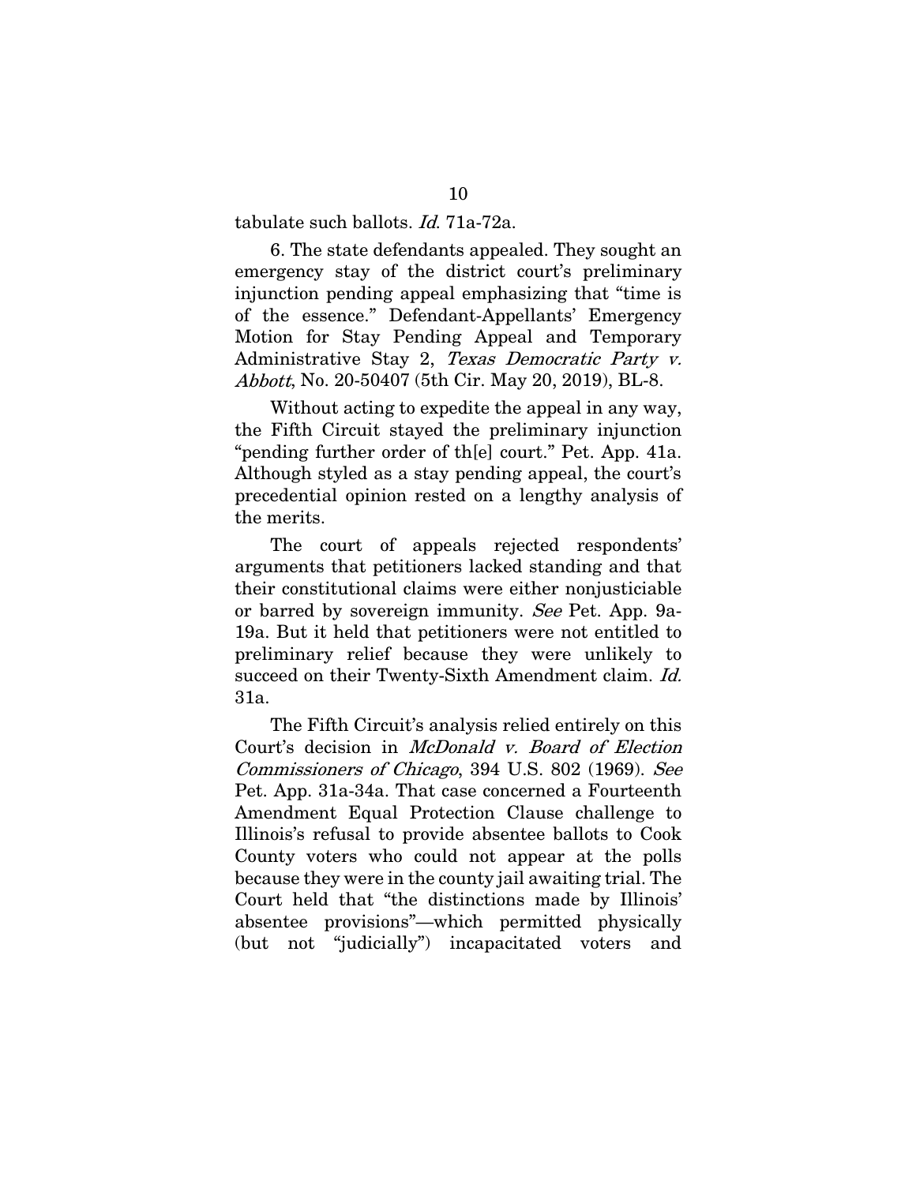tabulate such ballots. *Id.* 71a-72a.

6. The state defendants appealed. They sought an emergency stay of the district court's preliminary injunction pending appeal emphasizing that "time is of the essence." Defendant-Appellants' Emergency Motion for Stay Pending Appeal and Temporary Administrative Stay 2, *Texas Democratic Party v. Abbott*, No. 20-50407 (5th Cir. May 20, 2019), BL-8.

Without acting to expedite the appeal in any way, the Fifth Circuit stayed the preliminary injunction "pending further order of th[e] court." Pet. App. 41a. Although styled as a stay pending appeal, the court's precedential opinion rested on a lengthy analysis of the merits.

The court of appeals rejected respondents' arguments that petitioners lacked standing and that their constitutional claims were either nonjusticiable or barred by sovereign immunity. *See* Pet. App. 9a-19a. But it held that petitioners were not entitled to preliminary relief because they were unlikely to succeed on their Twenty-Sixth Amendment claim. *Id.* 31a.

The Fifth Circuit's analysis relied entirely on this Court's decision in *McDonald v. Board of Election Commissioners of Chicago*, 394 U.S. 802 (1969). *See* Pet. App. 31a-34a. That case concerned a Fourteenth Amendment Equal Protection Clause challenge to Illinois's refusal to provide absentee ballots to Cook County voters who could not appear at the polls because they were in the county jail awaiting trial. The Court held that "the distinctions made by Illinois' absentee provisions"—which permitted physically (but not "judicially") incapacitated voters and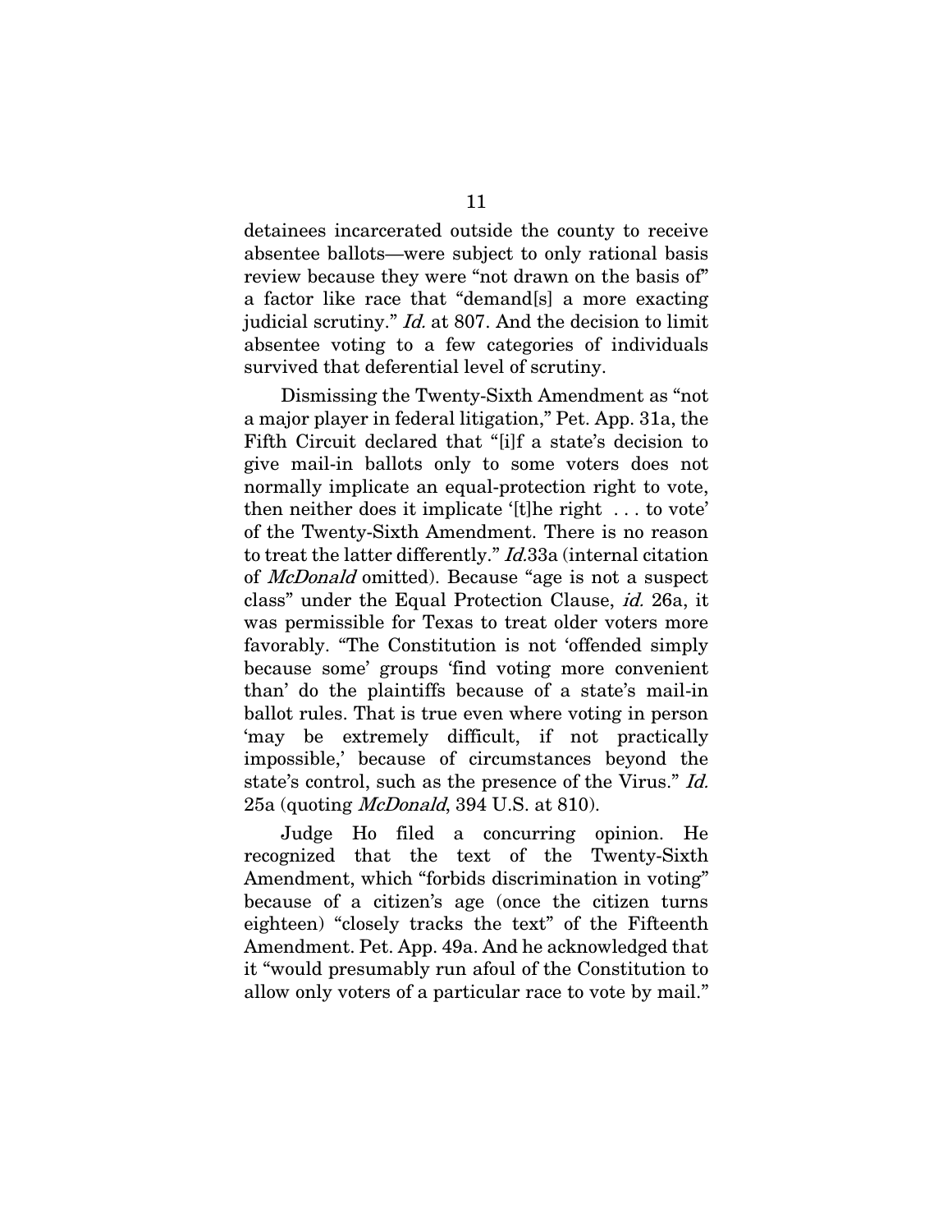detainees incarcerated outside the county to receive absentee ballots—were subject to only rational basis review because they were "not drawn on the basis of" a factor like race that "demand[s] a more exacting judicial scrutiny." *Id.* at 807. And the decision to limit absentee voting to a few categories of individuals survived that deferential level of scrutiny.

Dismissing the Twenty-Sixth Amendment as "not a major player in federal litigation," Pet. App. 31a, the Fifth Circuit declared that "[i]f a state's decision to give mail-in ballots only to some voters does not normally implicate an equal-protection right to vote, then neither does it implicate '[t]he right . . . to vote' of the Twenty-Sixth Amendment. There is no reason to treat the latter differently." *Id.*33a (internal citation of *McDonald* omitted). Because "age is not a suspect class" under the Equal Protection Clause, *id.* 26a, it was permissible for Texas to treat older voters more favorably. "The Constitution is not 'offended simply because some' groups 'find voting more convenient than' do the plaintiffs because of a state's mail-in ballot rules. That is true even where voting in person 'may be extremely difficult, if not practically impossible,' because of circumstances beyond the state's control, such as the presence of the Virus." *Id.* 25a (quoting *McDonald*, 394 U.S. at 810).

Judge Ho filed a concurring opinion. He recognized that the text of the Twenty-Sixth Amendment, which "forbids discrimination in voting" because of a citizen's age (once the citizen turns eighteen) "closely tracks the text" of the Fifteenth Amendment. Pet. App. 49a. And he acknowledged that it "would presumably run afoul of the Constitution to allow only voters of a particular race to vote by mail."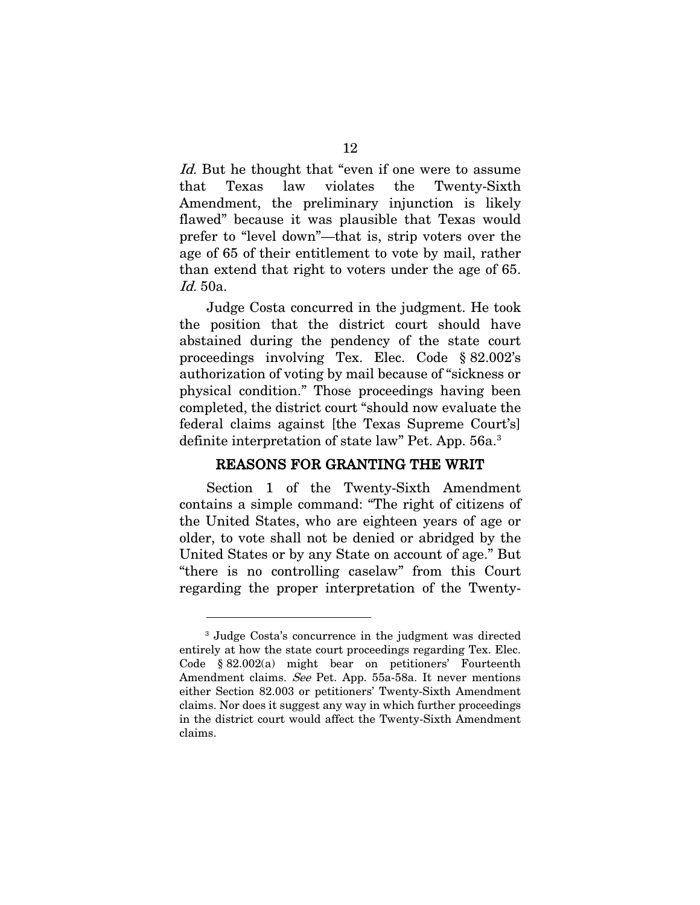*Id.* But he thought that "even if one were to assume that Texas law violates the Twenty-Sixth Amendment, the preliminary injunction is likely flawed" because it was plausible that Texas would prefer to "level down"—that is, strip voters over the age of 65 of their entitlement to vote by mail, rather than extend that right to voters under the age of 65. *Id.* 50a.

Judge Costa concurred in the judgment. He took the position that the district court should have abstained during the pendency of the state court proceedings involving Tex. Elec. Code § 82.002's authorization of voting by mail because of "sickness or physical condition." Those proceedings having been completed, the district court "should now evaluate the federal claims against [the Texas Supreme Court's] definite interpretation of state law" Pet. App. 56a.[3]

## REASONS FOR GRANTING THE WRIT

Section 1 of the Twenty-Sixth Amendment contains a simple command: "The right of citizens of the United States, who are eighteen years of age or older, to vote shall not be denied or abridged by the United States or by any State on account of age." But "there is no controlling caselaw" from this Court regarding the proper interpretation of the Twenty-

---

[3] Judge Costa's concurrence in the judgment was directed entirely at how the state court proceedings regarding Tex. Elec. Code § 82.002(a) might bear on petitioners' Fourteenth Amendment claims. *See* Pet. App. 55a-58a. It never mentions either Section 82.003 or petitioners' Twenty-Sixth Amendment claims. Nor does it suggest any way in which further proceedings in the district court would affect the Twenty-Sixth Amendment claims.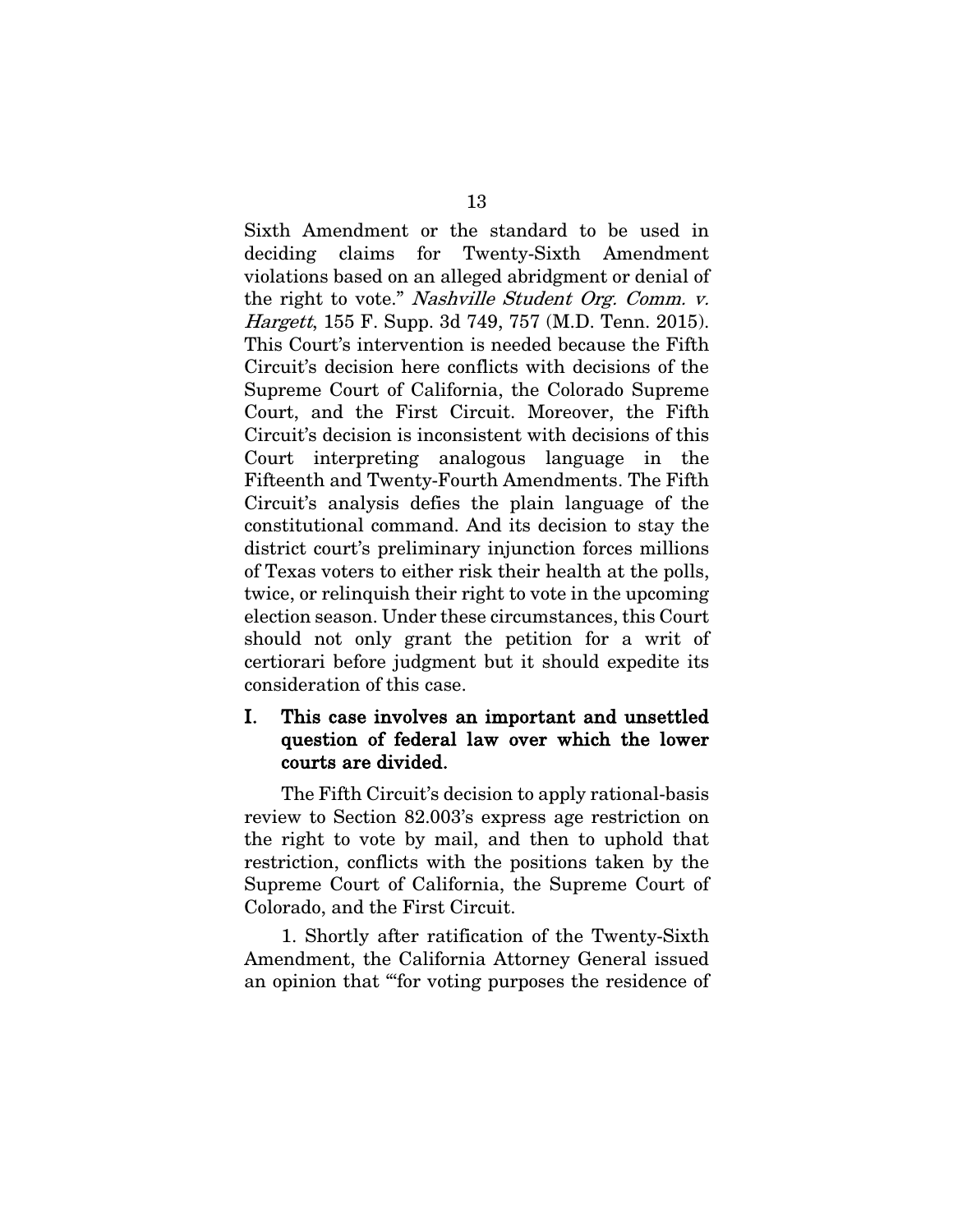Sixth Amendment or the standard to be used in deciding claims for Twenty-Sixth Amendment violations based on an alleged abridgment or denial of the right to vote." *Nashville Student Org. Comm. v. Hargett*, 155 F. Supp. 3d 749, 757 (M.D. Tenn. 2015). This Court's intervention is needed because the Fifth Circuit's decision here conflicts with decisions of the Supreme Court of California, the Colorado Supreme Court, and the First Circuit. Moreover, the Fifth Circuit's decision is inconsistent with decisions of this Court interpreting analogous language in the Fifteenth and Twenty-Fourth Amendments. The Fifth Circuit's analysis defies the plain language of the constitutional command. And its decision to stay the district court's preliminary injunction forces millions of Texas voters to either risk their health at the polls, twice, or relinquish their right to vote in the upcoming election season. Under these circumstances, this Court should not only grant the petition for a writ of certiorari before judgment but it should expedite its consideration of this case.

## I. This case involves an important and unsettled question of federal law over which the lower courts are divided.

The Fifth Circuit's decision to apply rational-basis review to Section 82.003's express age restriction on the right to vote by mail, and then to uphold that restriction, conflicts with the positions taken by the Supreme Court of California, the Supreme Court of Colorado, and the First Circuit.

1. Shortly after ratification of the Twenty-Sixth Amendment, the California Attorney General issued an opinion that "'for voting purposes the residence of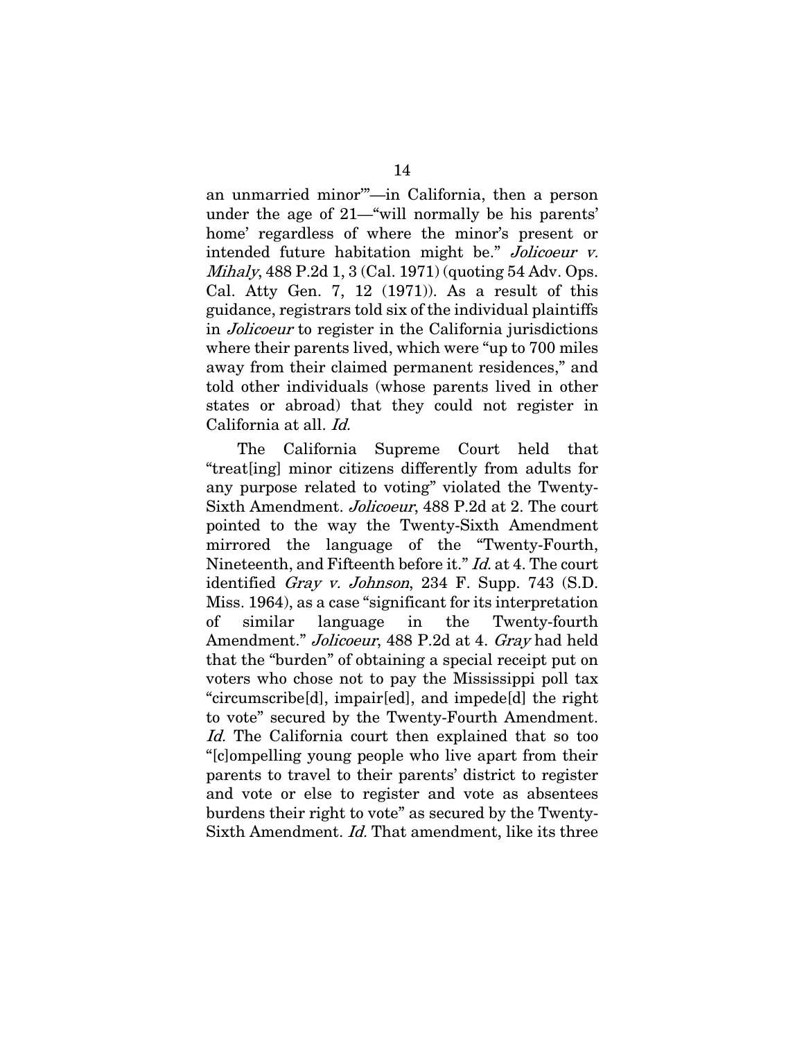an unmarried minor'"—in California, then a person under the age of 21—"will normally be his parents' home' regardless of where the minor's present or intended future habitation might be." *Jolicoeur v. Mihaly*, 488 P.2d 1, 3 (Cal. 1971) (quoting 54 Adv. Ops. Cal. Atty Gen. 7, 12 (1971)). As a result of this guidance, registrars told six of the individual plaintiffs in *Jolicoeur* to register in the California jurisdictions where their parents lived, which were "up to 700 miles away from their claimed permanent residences," and told other individuals (whose parents lived in other states or abroad) that they could not register in California at all. *Id.*

The California Supreme Court held that "treat[ing] minor citizens differently from adults for any purpose related to voting" violated the Twenty-Sixth Amendment. *Jolicoeur*, 488 P.2d at 2. The court pointed to the way the Twenty-Sixth Amendment mirrored the language of the "Twenty-Fourth, Nineteenth, and Fifteenth before it." *Id.* at 4. The court identified *Gray v. Johnson*, 234 F. Supp. 743 (S.D. Miss. 1964), as a case "significant for its interpretation of similar language in the Twenty-fourth Amendment." *Jolicoeur*, 488 P.2d at 4. *Gray* had held that the "burden" of obtaining a special receipt put on voters who chose not to pay the Mississippi poll tax "circumscribe[d], impair[ed], and impede[d] the right to vote" secured by the Twenty-Fourth Amendment. *Id.* The California court then explained that so too "[c]ompelling young people who live apart from their parents to travel to their parents' district to register and vote or else to register and vote as absentees burdens their right to vote" as secured by the Twenty-Sixth Amendment. *Id.* That amendment, like its three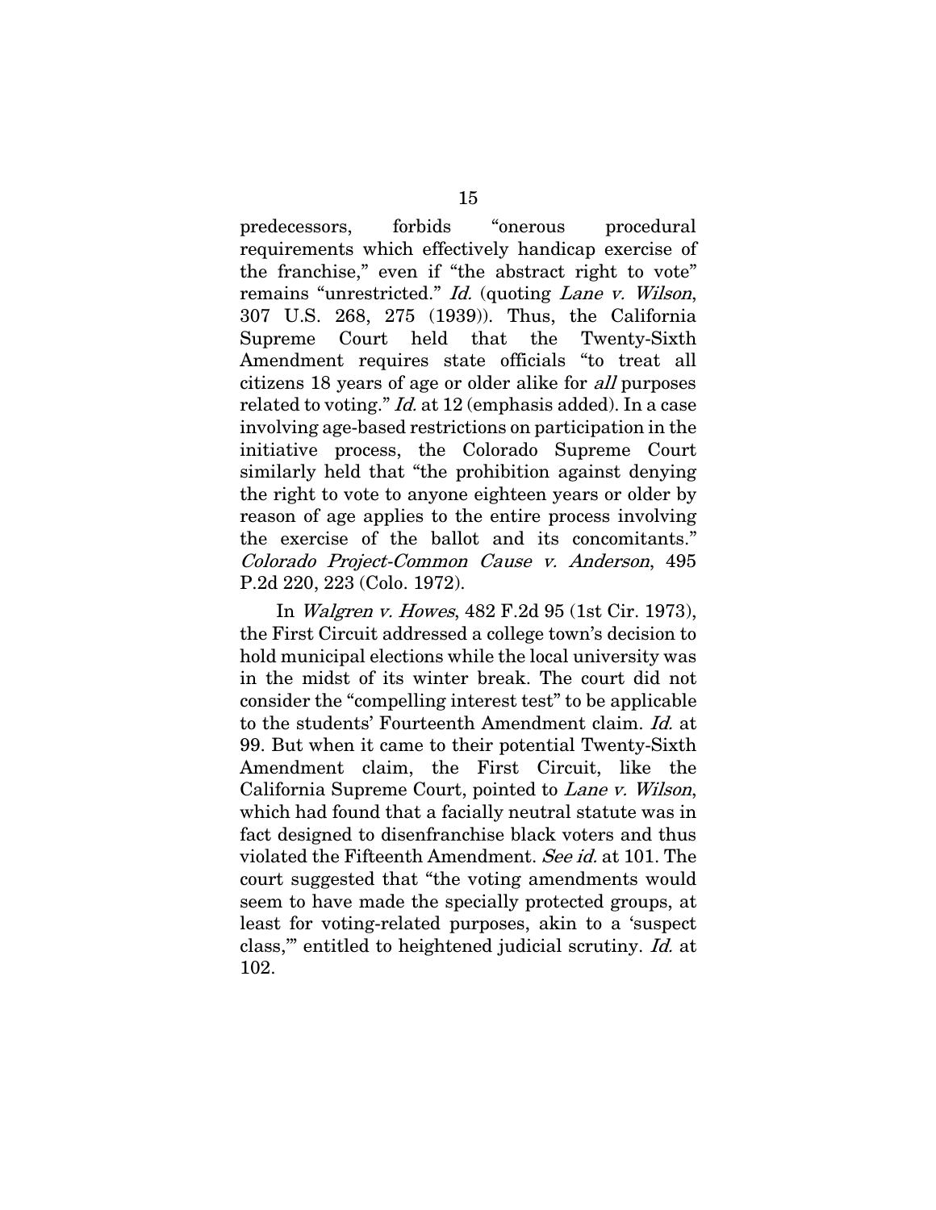predecessors, forbids "onerous procedural requirements which effectively handicap exercise of the franchise," even if "the abstract right to vote" remains "unrestricted." *Id.* (quoting *Lane v. Wilson*, 307 U.S. 268, 275 (1939)). Thus, the California Supreme Court held that the Twenty-Sixth Amendment requires state officials "to treat all citizens 18 years of age or older alike for *all* purposes related to voting." *Id.* at 12 (emphasis added). In a case involving age-based restrictions on participation in the initiative process, the Colorado Supreme Court similarly held that "the prohibition against denying the right to vote to anyone eighteen years or older by reason of age applies to the entire process involving the exercise of the ballot and its concomitants." *Colorado Project-Common Cause v. Anderson*, 495 P.2d 220, 223 (Colo. 1972).

In *Walgren v. Howes*, 482 F.2d 95 (1st Cir. 1973), the First Circuit addressed a college town's decision to hold municipal elections while the local university was in the midst of its winter break. The court did not consider the "compelling interest test" to be applicable to the students' Fourteenth Amendment claim. *Id.* at 99. But when it came to their potential Twenty-Sixth Amendment claim, the First Circuit, like the California Supreme Court, pointed to *Lane v. Wilson*, which had found that a facially neutral statute was in fact designed to disenfranchise black voters and thus violated the Fifteenth Amendment. *See id.* at 101. The court suggested that "the voting amendments would seem to have made the specially protected groups, at least for voting-related purposes, akin to a 'suspect class,'" entitled to heightened judicial scrutiny. *Id.* at 102.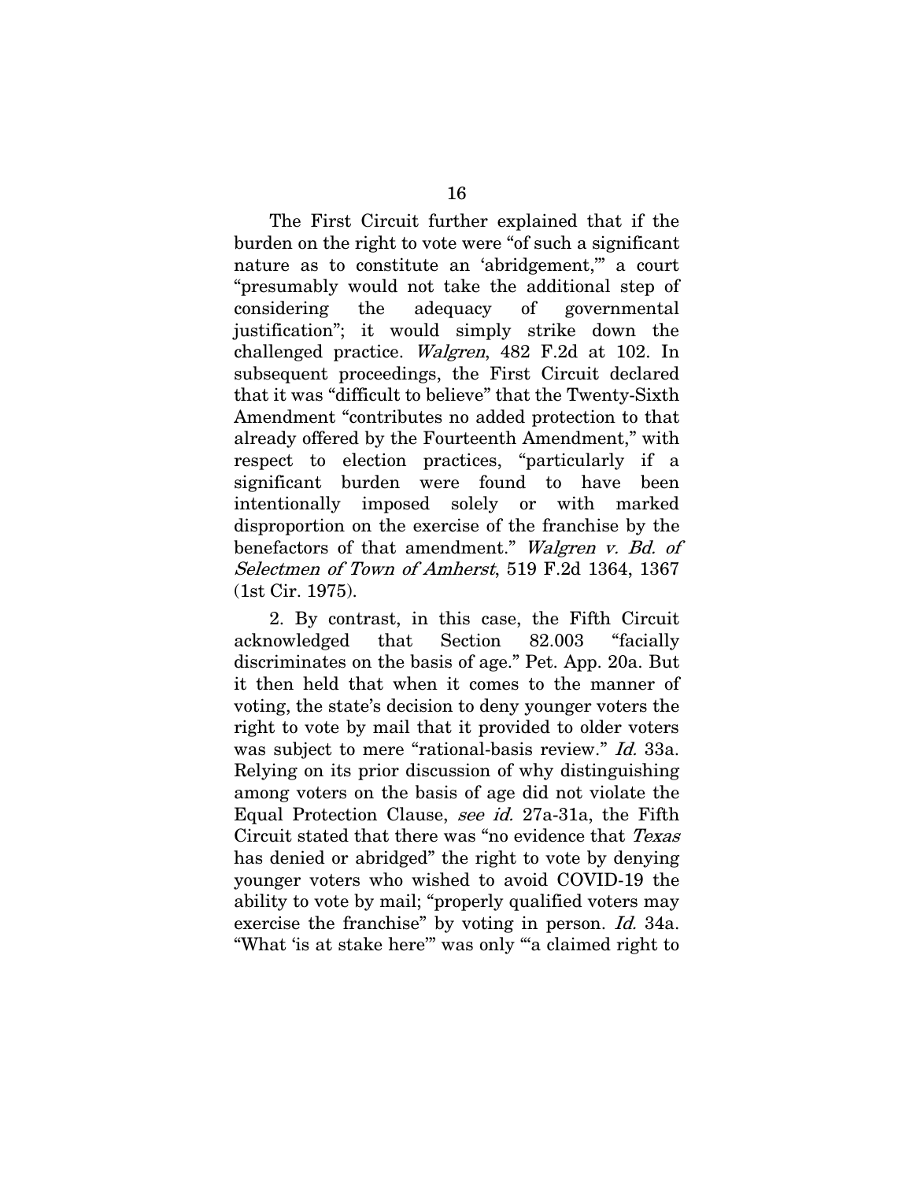The First Circuit further explained that if the burden on the right to vote were "of such a significant nature as to constitute an 'abridgement,'" a court "presumably would not take the additional step of considering the adequacy of governmental justification"; it would simply strike down the challenged practice. *Walgren*, 482 F.2d at 102. In subsequent proceedings, the First Circuit declared that it was "difficult to believe" that the Twenty-Sixth Amendment "contributes no added protection to that already offered by the Fourteenth Amendment," with respect to election practices, "particularly if a significant burden were found to have been intentionally imposed solely or with marked disproportion on the exercise of the franchise by the benefactors of that amendment." *Walgren v. Bd. of Selectmen of Town of Amherst*, 519 F.2d 1364, 1367 (1st Cir. 1975).

2. By contrast, in this case, the Fifth Circuit acknowledged that Section 82.003 "facially discriminates on the basis of age." Pet. App. 20a. But it then held that when it comes to the manner of voting, the state's decision to deny younger voters the right to vote by mail that it provided to older voters was subject to mere "rational-basis review." *Id.* 33a. Relying on its prior discussion of why distinguishing among voters on the basis of age did not violate the Equal Protection Clause, *see id.* 27a-31a, the Fifth Circuit stated that there was "no evidence that *Texas* has denied or abridged" the right to vote by denying younger voters who wished to avoid COVID-19 the ability to vote by mail; "properly qualified voters may exercise the franchise" by voting in person. *Id.* 34a. "What 'is at stake here'" was only "'a claimed right to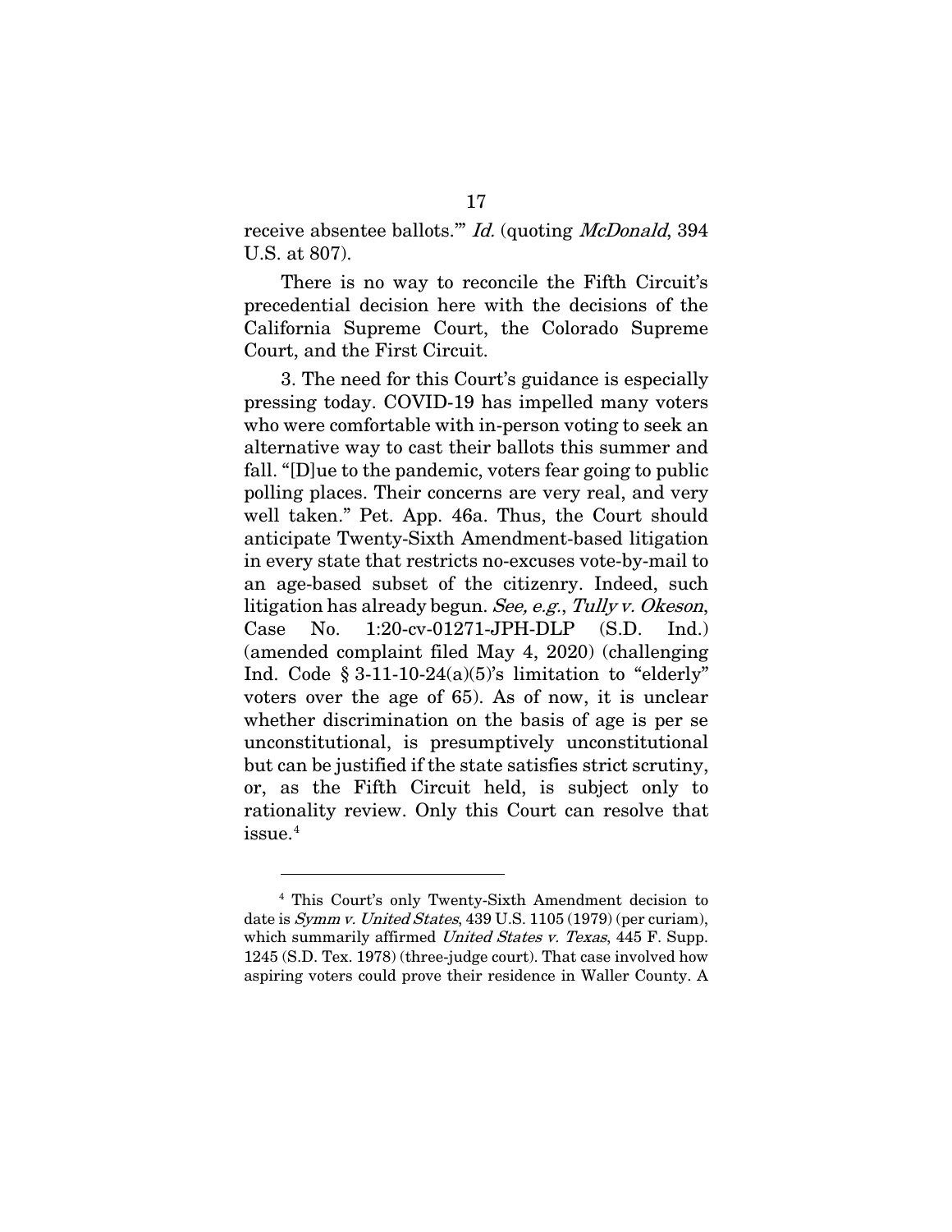receive absentee ballots.'" *Id.* (quoting *McDonald*, 394 U.S. at 807).

There is no way to reconcile the Fifth Circuit's precedential decision here with the decisions of the California Supreme Court, the Colorado Supreme Court, and the First Circuit.

3. The need for this Court's guidance is especially pressing today. COVID-19 has impelled many voters who were comfortable with in-person voting to seek an alternative way to cast their ballots this summer and fall. "[D]ue to the pandemic, voters fear going to public polling places. Their concerns are very real, and very well taken." Pet. App. 46a. Thus, the Court should anticipate Twenty-Sixth Amendment-based litigation in every state that restricts no-excuses vote-by-mail to an age-based subset of the citizenry. Indeed, such litigation has already begun. *See, e.g.*, *Tully v. Okeson*, Case No. 1:20-cv-01271-JPH-DLP (S.D. Ind.) (amended complaint filed May 4, 2020) (challenging Ind. Code § 3-11-10-24(a)(5)'s limitation to "elderly" voters over the age of 65). As of now, it is unclear whether discrimination on the basis of age is per se unconstitutional, is presumptively unconstitutional but can be justified if the state satisfies strict scrutiny, or, as the Fifth Circuit held, is subject only to rationality review. Only this Court can resolve that issue.[4]

---

[4] This Court's only Twenty-Sixth Amendment decision to date is *Symm v. United States*, 439 U.S. 1105 (1979) (per curiam), which summarily affirmed *United States v. Texas*, 445 F. Supp. 1245 (S.D. Tex. 1978) (three-judge court). That case involved how aspiring voters could prove their residence in Waller County. A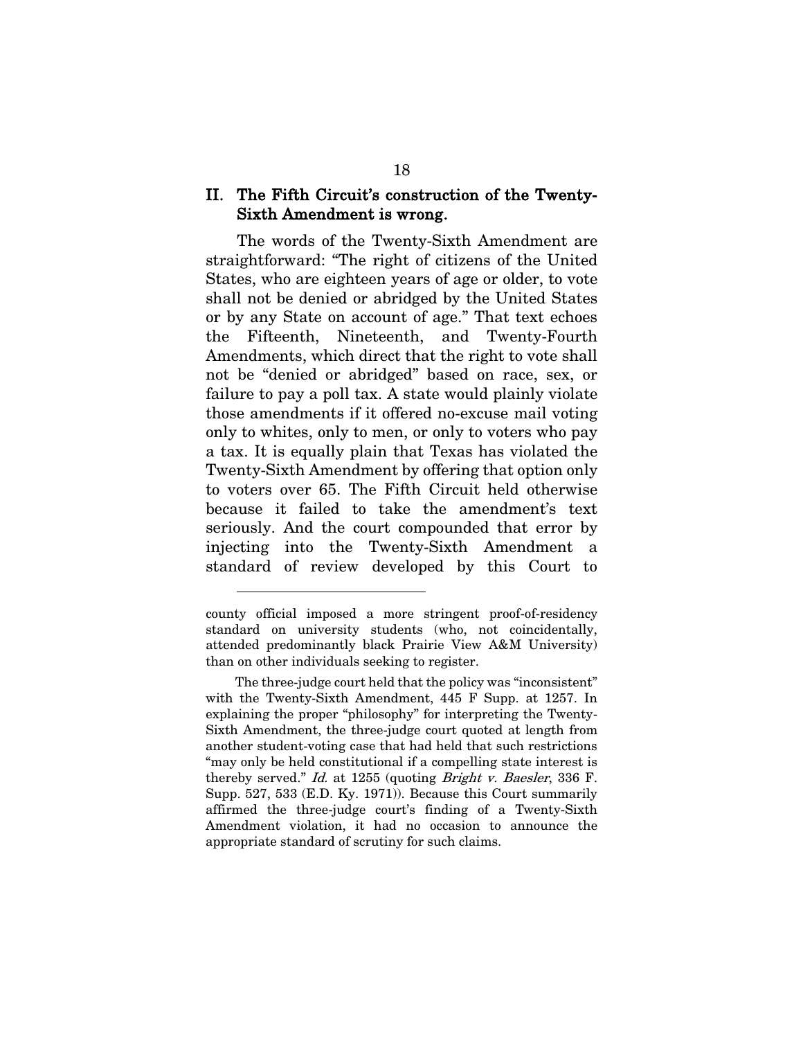## II. The Fifth Circuit's construction of the Twenty-Sixth Amendment is wrong.

The words of the Twenty-Sixth Amendment are straightforward: "The right of citizens of the United States, who are eighteen years of age or older, to vote shall not be denied or abridged by the United States or by any State on account of age." That text echoes the Fifteenth, Nineteenth, and Twenty-Fourth Amendments, which direct that the right to vote shall not be "denied or abridged" based on race, sex, or failure to pay a poll tax. A state would plainly violate those amendments if it offered no-excuse mail voting only to whites, only to men, or only to voters who pay a tax. It is equally plain that Texas has violated the Twenty-Sixth Amendment by offering that option only to voters over 65. The Fifth Circuit held otherwise because it failed to take the amendment's text seriously. And the court compounded that error by injecting into the Twenty-Sixth Amendment a standard of review developed by this Court to

---

county official imposed a more stringent proof-of-residency standard on university students (who, not coincidentally, attended predominantly black Prairie View A&M University) than on other individuals seeking to register.

The three-judge court held that the policy was "inconsistent" with the Twenty-Sixth Amendment, 445 F Supp. at 1257. In explaining the proper "philosophy" for interpreting the Twenty-Sixth Amendment, the three-judge court quoted at length from another student-voting case that had held that such restrictions "may only be held constitutional if a compelling state interest is thereby served." *Id.* at 1255 (quoting *Bright v. Baesler*, 336 F. Supp. 527, 533 (E.D. Ky. 1971)). Because this Court summarily affirmed the three-judge court's finding of a Twenty-Sixth Amendment violation, it had no occasion to announce the appropriate standard of scrutiny for such claims.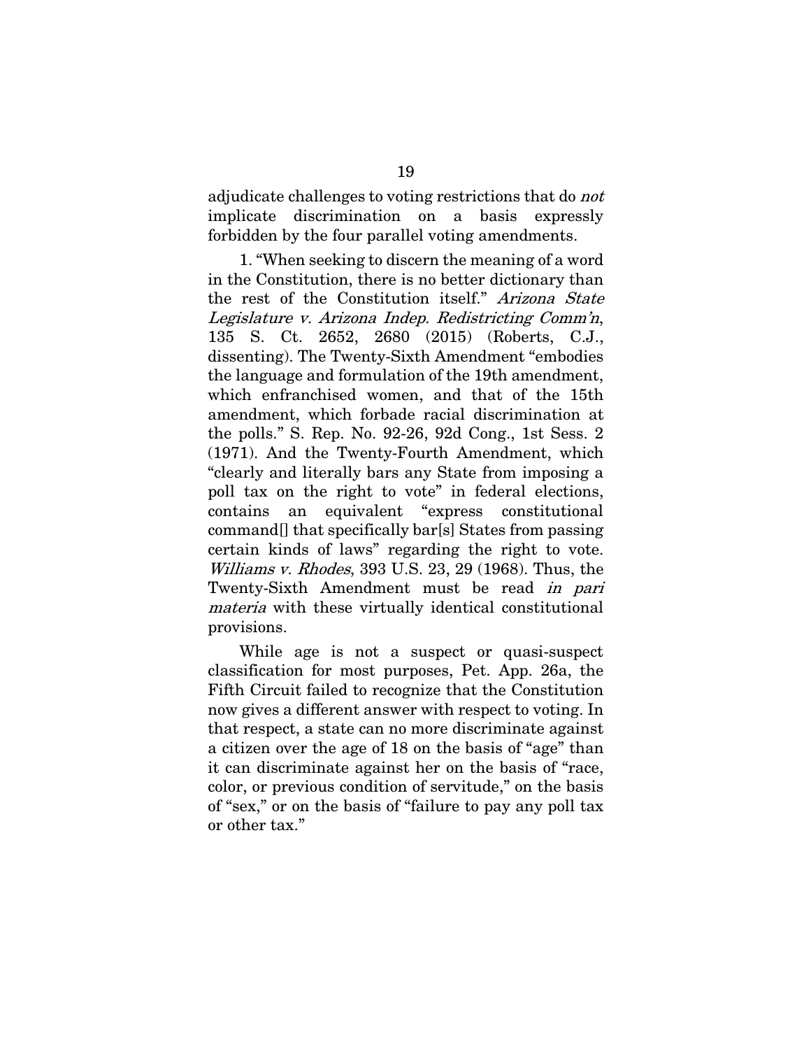adjudicate challenges to voting restrictions that do *not* implicate discrimination on a basis expressly forbidden by the four parallel voting amendments.

1. "When seeking to discern the meaning of a word in the Constitution, there is no better dictionary than the rest of the Constitution itself." *Arizona State Legislature v. Arizona Indep. Redistricting Comm'n*, 135 S. Ct. 2652, 2680 (2015) (Roberts, C.J., dissenting). The Twenty-Sixth Amendment "embodies the language and formulation of the 19th amendment, which enfranchised women, and that of the 15th amendment, which forbade racial discrimination at the polls." S. Rep. No. 92-26, 92d Cong., 1st Sess. 2 (1971). And the Twenty-Fourth Amendment, which "clearly and literally bars any State from imposing a poll tax on the right to vote" in federal elections, contains an equivalent "express constitutional command[] that specifically bar[s] States from passing certain kinds of laws" regarding the right to vote. *Williams v. Rhodes*, 393 U.S. 23, 29 (1968). Thus, the Twenty-Sixth Amendment must be read *in pari materia* with these virtually identical constitutional provisions.

While age is not a suspect or quasi-suspect classification for most purposes, Pet. App. 26a, the Fifth Circuit failed to recognize that the Constitution now gives a different answer with respect to voting. In that respect, a state can no more discriminate against a citizen over the age of 18 on the basis of "age" than it can discriminate against her on the basis of "race, color, or previous condition of servitude," on the basis of "sex," or on the basis of "failure to pay any poll tax or other tax."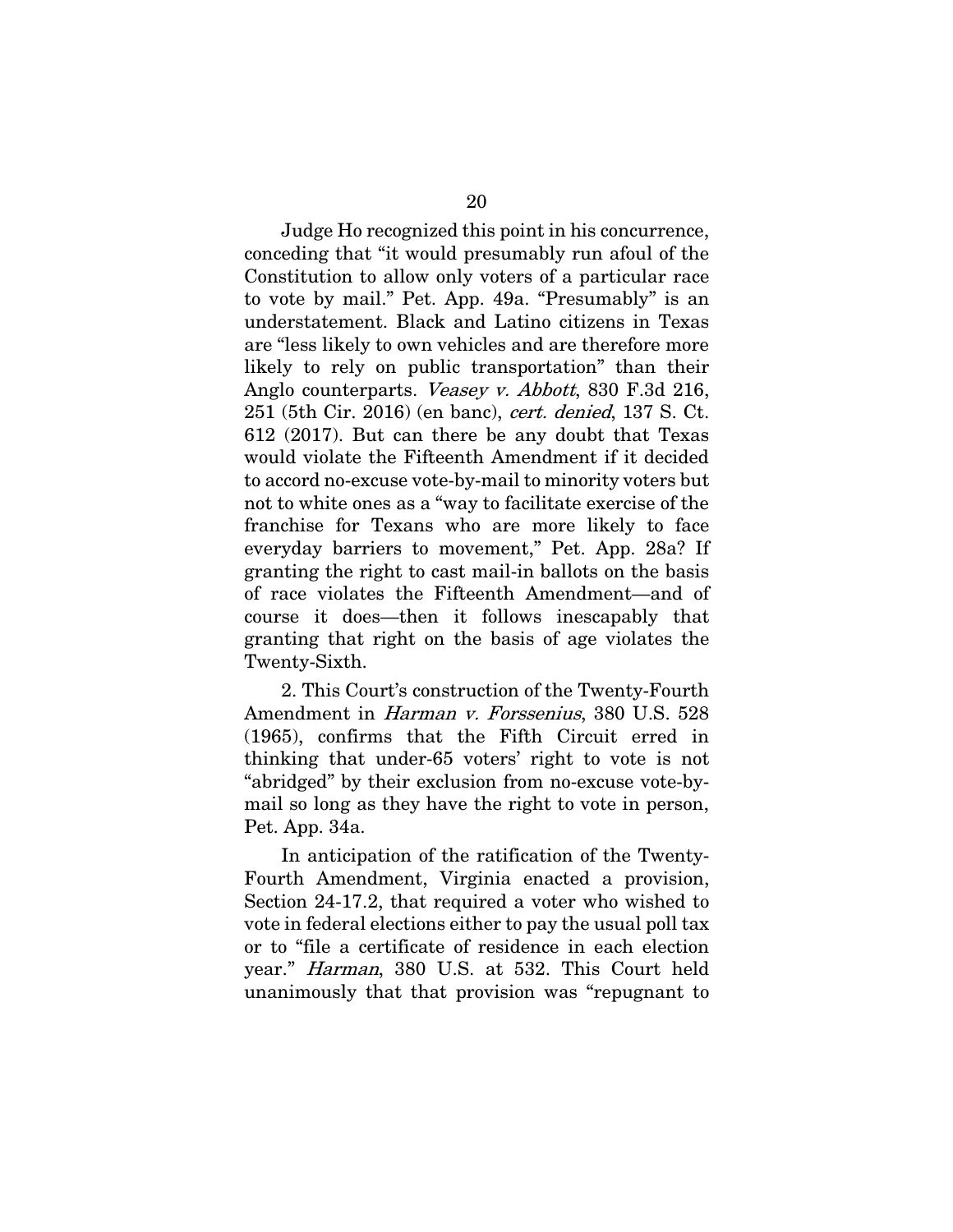Judge Ho recognized this point in his concurrence, conceding that "it would presumably run afoul of the Constitution to allow only voters of a particular race to vote by mail." Pet. App. 49a. "Presumably" is an understatement. Black and Latino citizens in Texas are "less likely to own vehicles and are therefore more likely to rely on public transportation" than their Anglo counterparts. *Veasey v. Abbott*, 830 F.3d 216, 251 (5th Cir. 2016) (en banc), *cert. denied*, 137 S. Ct. 612 (2017). But can there be any doubt that Texas would violate the Fifteenth Amendment if it decided to accord no-excuse vote-by-mail to minority voters but not to white ones as a "way to facilitate exercise of the franchise for Texans who are more likely to face everyday barriers to movement," Pet. App. 28a? If granting the right to cast mail-in ballots on the basis of race violates the Fifteenth Amendment—and of course it does—then it follows inescapably that granting that right on the basis of age violates the Twenty-Sixth.

2. This Court's construction of the Twenty-Fourth Amendment in *Harman v. Forssenius*, 380 U.S. 528 (1965), confirms that the Fifth Circuit erred in thinking that under-65 voters' right to vote is not "abridged" by their exclusion from no-excuse vote-by-mail so long as they have the right to vote in person, Pet. App. 34a.

In anticipation of the ratification of the Twenty-Fourth Amendment, Virginia enacted a provision, Section 24-17.2, that required a voter who wished to vote in federal elections either to pay the usual poll tax or to "file a certificate of residence in each election year." *Harman*, 380 U.S. at 532. This Court held unanimously that that provision was "repugnant to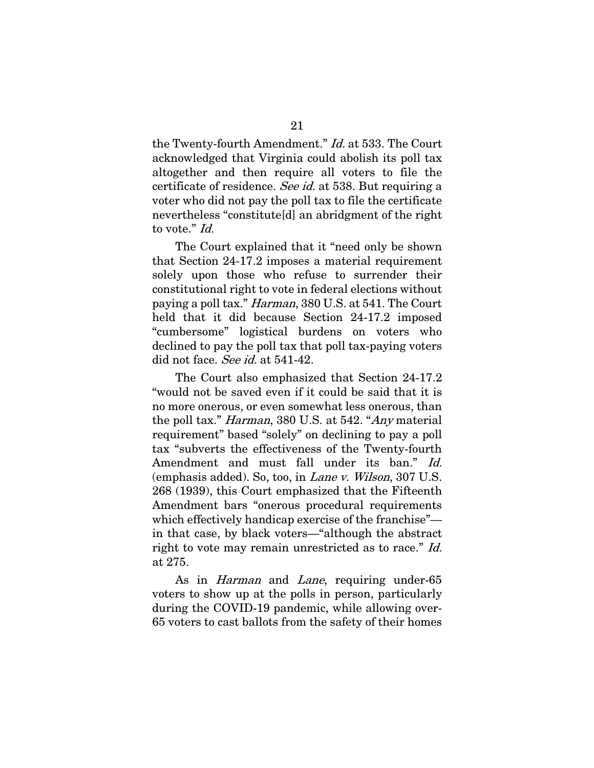the Twenty-fourth Amendment." *Id.* at 533. The Court acknowledged that Virginia could abolish its poll tax altogether and then require all voters to file the certificate of residence. *See id.* at 538. But requiring a voter who did not pay the poll tax to file the certificate nevertheless "constitute[d] an abridgment of the right to vote." *Id.*

The Court explained that it "need only be shown that Section 24-17.2 imposes a material requirement solely upon those who refuse to surrender their constitutional right to vote in federal elections without paying a poll tax." *Harman*, 380 U.S. at 541. The Court held that it did because Section 24-17.2 imposed "cumbersome" logistical burdens on voters who declined to pay the poll tax that poll tax-paying voters did not face. *See id.* at 541-42.

The Court also emphasized that Section 24-17.2 "would not be saved even if it could be said that it is no more onerous, or even somewhat less onerous, than the poll tax." *Harman*, 380 U.S. at 542. "*Any* material requirement" based "solely" on declining to pay a poll tax "subverts the effectiveness of the Twenty-fourth Amendment and must fall under its ban." *Id.* (emphasis added). So, too, in *Lane v. Wilson*, 307 U.S. 268 (1939), this Court emphasized that the Fifteenth Amendment bars "onerous procedural requirements which effectively handicap exercise of the franchise"—in that case, by black voters—"although the abstract right to vote may remain unrestricted as to race." *Id.* at 275.

As in *Harman* and *Lane*, requiring under-65 voters to show up at the polls in person, particularly during the COVID-19 pandemic, while allowing over-65 voters to cast ballots from the safety of their homes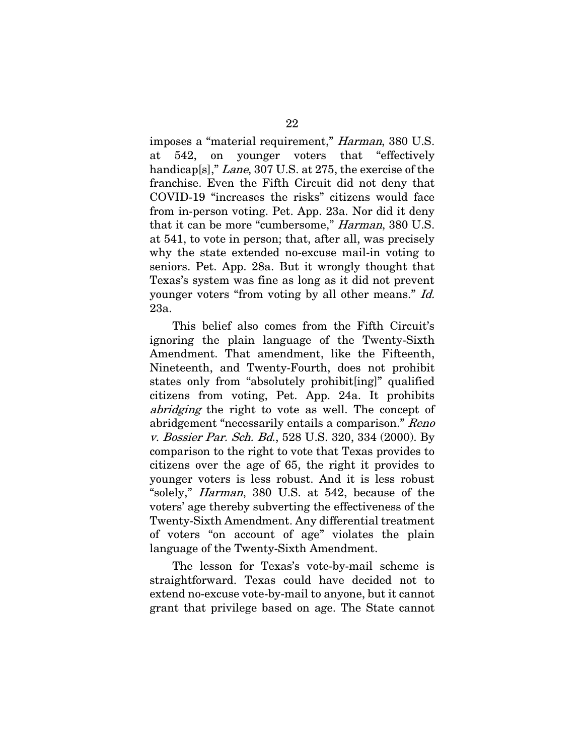imposes a "material requirement," *Harman*, 380 U.S. at 542, on younger voters that "effectively handicap[s]," *Lane*, 307 U.S. at 275, the exercise of the franchise. Even the Fifth Circuit did not deny that COVID-19 "increases the risks" citizens would face from in-person voting. Pet. App. 23a. Nor did it deny that it can be more "cumbersome," *Harman*, 380 U.S. at 541, to vote in person; that, after all, was precisely why the state extended no-excuse mail-in voting to seniors. Pet. App. 28a. But it wrongly thought that Texas's system was fine as long as it did not prevent younger voters "from voting by all other means." *Id.* 23a.

This belief also comes from the Fifth Circuit's ignoring the plain language of the Twenty-Sixth Amendment. That amendment, like the Fifteenth, Nineteenth, and Twenty-Fourth, does not prohibit states only from "absolutely prohibit[ing]" qualified citizens from voting, Pet. App. 24a. It prohibits *abridging* the right to vote as well. The concept of abridgement "necessarily entails a comparison." *Reno v. Bossier Par. Sch. Bd.*, 528 U.S. 320, 334 (2000). By comparison to the right to vote that Texas provides to citizens over the age of 65, the right it provides to younger voters is less robust. And it is less robust "solely," *Harman*, 380 U.S. at 542, because of the voters' age thereby subverting the effectiveness of the Twenty-Sixth Amendment. Any differential treatment of voters "on account of age" violates the plain language of the Twenty-Sixth Amendment.

The lesson for Texas's vote-by-mail scheme is straightforward. Texas could have decided not to extend no-excuse vote-by-mail to anyone, but it cannot grant that privilege based on age. The State cannot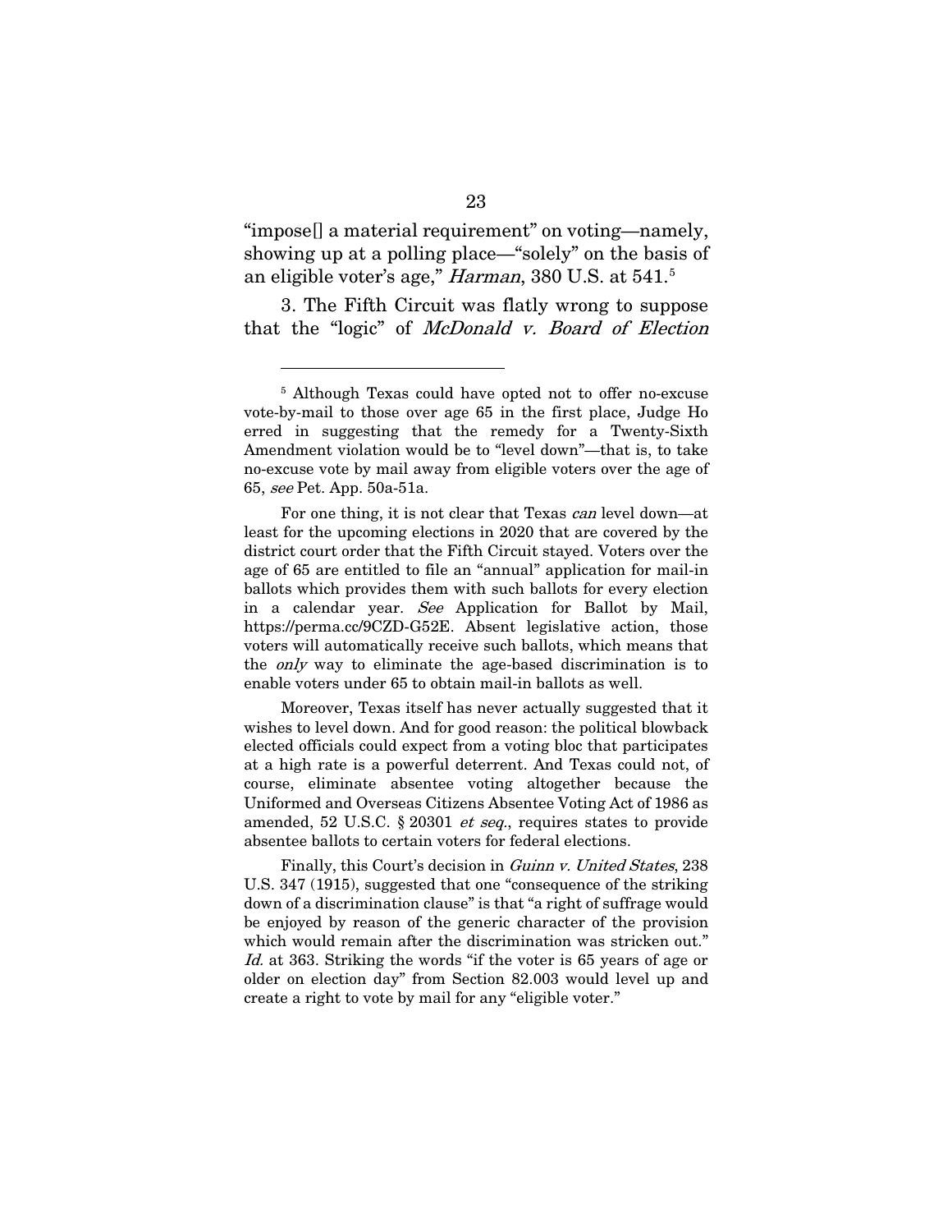"impose[] a material requirement" on voting—namely, showing up at a polling place—"solely" on the basis of an eligible voter's age," *Harman*, 380 U.S. at 541.[5]

3. The Fifth Circuit was flatly wrong to suppose that the "logic" of *McDonald v. Board of Election*

---

[5] Although Texas could have opted not to offer no-excuse vote-by-mail to those over age 65 in the first place, Judge Ho erred in suggesting that the remedy for a Twenty-Sixth Amendment violation would be to "level down"—that is, to take no-excuse vote by mail away from eligible voters over the age of 65, *see* Pet. App. 50a-51a.

For one thing, it is not clear that Texas *can* level down—at least for the upcoming elections in 2020 that are covered by the district court order that the Fifth Circuit stayed. Voters over the age of 65 are entitled to file an "annual" application for mail-in ballots which provides them with such ballots for every election in a calendar year. *See* Application for Ballot by Mail, https://perma.cc/9CZD-G52E. Absent legislative action, those voters will automatically receive such ballots, which means that the *only* way to eliminate the age-based discrimination is to enable voters under 65 to obtain mail-in ballots as well.

Moreover, Texas itself has never actually suggested that it wishes to level down. And for good reason: the political blowback elected officials could expect from a voting bloc that participates at a high rate is a powerful deterrent. And Texas could not, of course, eliminate absentee voting altogether because the Uniformed and Overseas Citizens Absentee Voting Act of 1986 as amended, 52 U.S.C. § 20301 *et seq.*, requires states to provide absentee ballots to certain voters for federal elections.

Finally, this Court's decision in *Guinn v. United States*, 238 U.S. 347 (1915), suggested that one "consequence of the striking down of a discrimination clause" is that "a right of suffrage would be enjoyed by reason of the generic character of the provision which would remain after the discrimination was stricken out." *Id.* at 363. Striking the words "if the voter is 65 years of age or older on election day" from Section 82.003 would level up and create a right to vote by mail for any "eligible voter."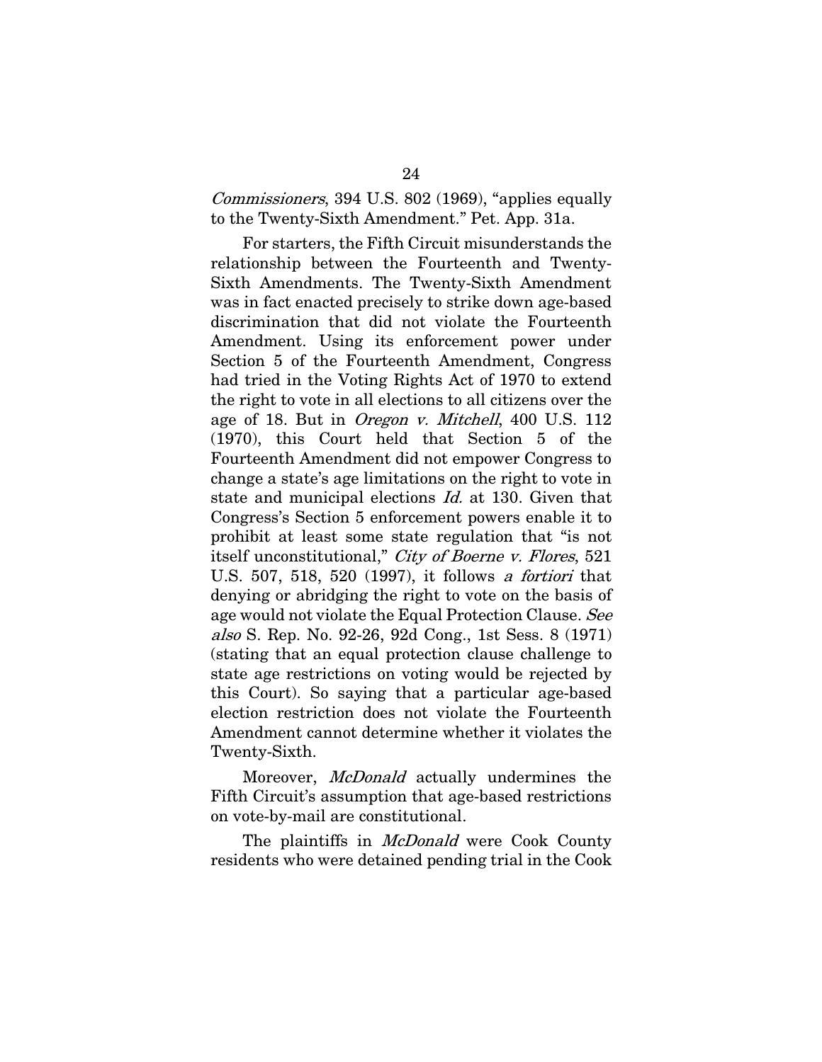*Commissioners*, 394 U.S. 802 (1969), "applies equally to the Twenty-Sixth Amendment." Pet. App. 31a.

For starters, the Fifth Circuit misunderstands the relationship between the Fourteenth and Twenty-Sixth Amendments. The Twenty-Sixth Amendment was in fact enacted precisely to strike down age-based discrimination that did not violate the Fourteenth Amendment. Using its enforcement power under Section 5 of the Fourteenth Amendment, Congress had tried in the Voting Rights Act of 1970 to extend the right to vote in all elections to all citizens over the age of 18. But in *Oregon v. Mitchell*, 400 U.S. 112 (1970), this Court held that Section 5 of the Fourteenth Amendment did not empower Congress to change a state's age limitations on the right to vote in state and municipal elections *Id.* at 130. Given that Congress's Section 5 enforcement powers enable it to prohibit at least some state regulation that "is not itself unconstitutional," *City of Boerne v. Flores*, 521 U.S. 507, 518, 520 (1997), it follows *a fortiori* that denying or abridging the right to vote on the basis of age would not violate the Equal Protection Clause. *See also* S. Rep. No. 92-26, 92d Cong., 1st Sess. 8 (1971) (stating that an equal protection clause challenge to state age restrictions on voting would be rejected by this Court). So saying that a particular age-based election restriction does not violate the Fourteenth Amendment cannot determine whether it violates the Twenty-Sixth.

Moreover, *McDonald* actually undermines the Fifth Circuit's assumption that age-based restrictions on vote-by-mail are constitutional.

The plaintiffs in *McDonald* were Cook County residents who were detained pending trial in the Cook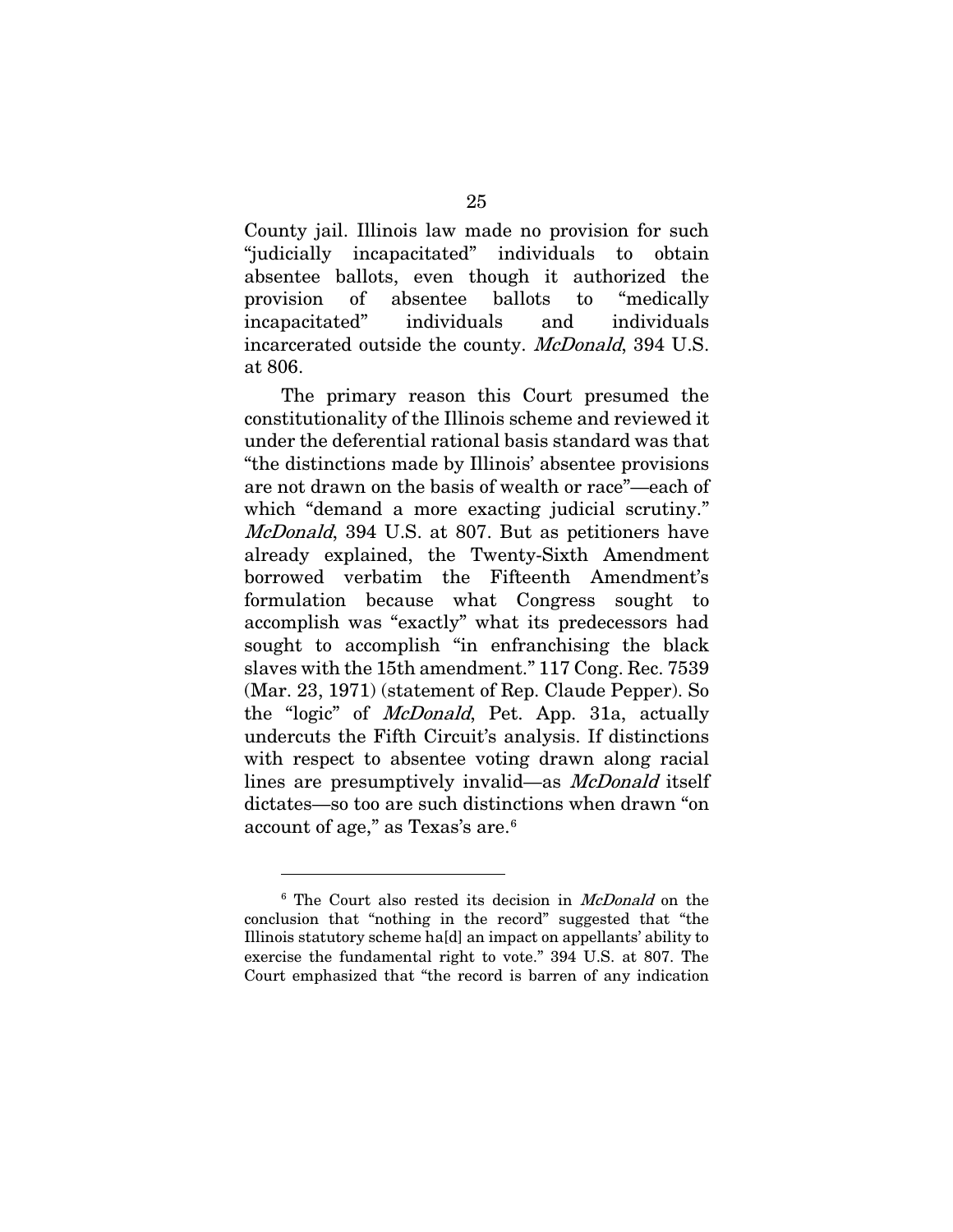County jail. Illinois law made no provision for such "judicially incapacitated" individuals to obtain absentee ballots, even though it authorized the provision of absentee ballots to "medically incapacitated" individuals and individuals incarcerated outside the county. *McDonald*, 394 U.S. at 806.

The primary reason this Court presumed the constitutionality of the Illinois scheme and reviewed it under the deferential rational basis standard was that "the distinctions made by Illinois' absentee provisions are not drawn on the basis of wealth or race"—each of which "demand a more exacting judicial scrutiny." *McDonald*, 394 U.S. at 807. But as petitioners have already explained, the Twenty-Sixth Amendment borrowed verbatim the Fifteenth Amendment's formulation because what Congress sought to accomplish was "exactly" what its predecessors had sought to accomplish "in enfranchising the black slaves with the 15th amendment." 117 Cong. Rec. 7539 (Mar. 23, 1971) (statement of Rep. Claude Pepper). So the "logic" of *McDonald*, Pet. App. 31a, actually undercuts the Fifth Circuit's analysis. If distinctions with respect to absentee voting drawn along racial lines are presumptively invalid—as *McDonald* itself dictates—so too are such distinctions when drawn "on account of age," as Texas's are.[6]

---

[6] The Court also rested its decision in *McDonald* on the conclusion that "nothing in the record" suggested that "the Illinois statutory scheme ha[d] an impact on appellants' ability to exercise the fundamental right to vote." 394 U.S. at 807. The Court emphasized that "the record is barren of any indication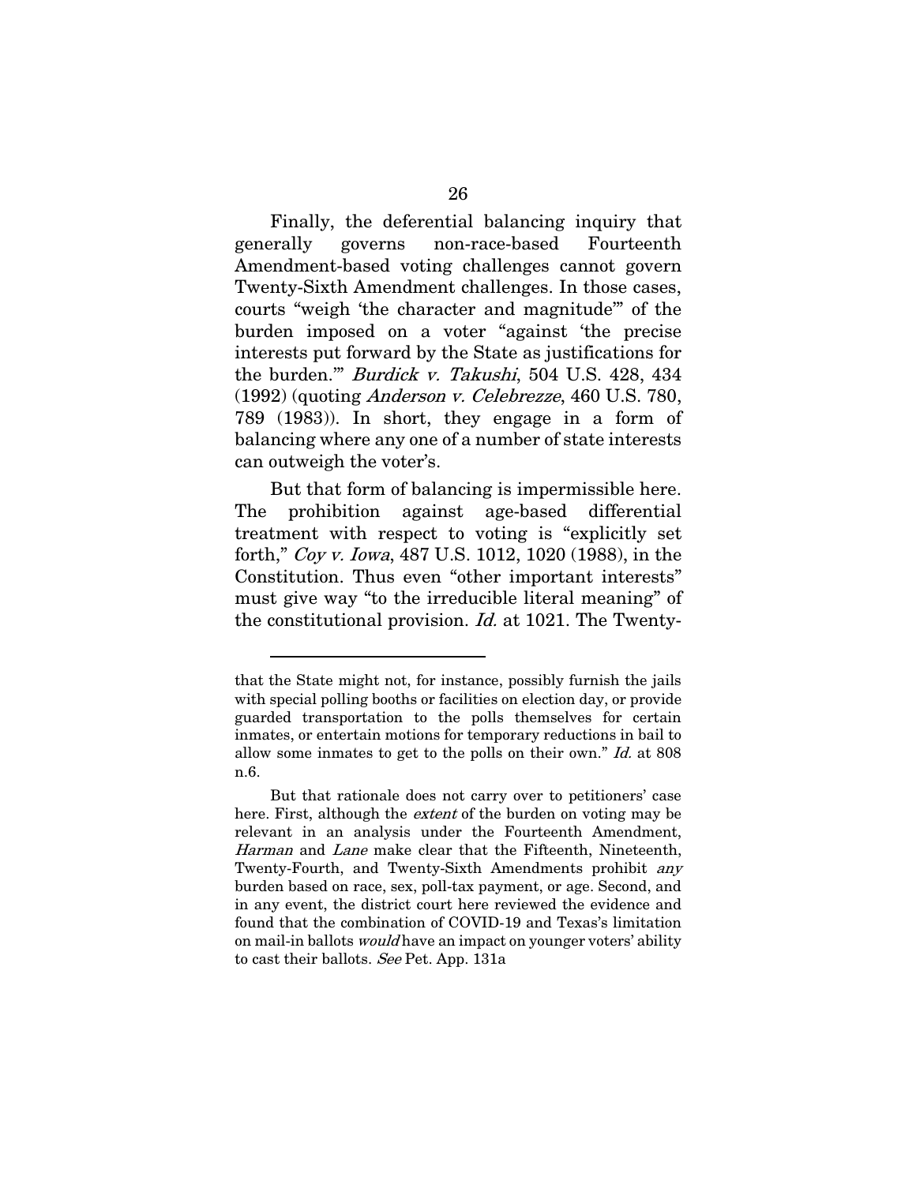Finally, the deferential balancing inquiry that generally governs non-race-based Fourteenth Amendment-based voting challenges cannot govern Twenty-Sixth Amendment challenges. In those cases, courts "weigh 'the character and magnitude'" of the burden imposed on a voter "against 'the precise interests put forward by the State as justifications for the burden.'" *Burdick v. Takushi*, 504 U.S. 428, 434 (1992) (quoting *Anderson v. Celebrezze*, 460 U.S. 780, 789 (1983)). In short, they engage in a form of balancing where any one of a number of state interests can outweigh the voter's.

But that form of balancing is impermissible here. The prohibition against age-based differential treatment with respect to voting is "explicitly set forth," *Coy v. Iowa*, 487 U.S. 1012, 1020 (1988), in the Constitution. Thus even "other important interests" must give way "to the irreducible literal meaning" of the constitutional provision. *Id.* at 1021. The Twenty-

---

that the State might not, for instance, possibly furnish the jails with special polling booths or facilities on election day, or provide guarded transportation to the polls themselves for certain inmates, or entertain motions for temporary reductions in bail to allow some inmates to get to the polls on their own." *Id.* at 808 n.6.

But that rationale does not carry over to petitioners' case here. First, although the *extent* of the burden on voting may be relevant in an analysis under the Fourteenth Amendment, *Harman* and *Lane* make clear that the Fifteenth, Nineteenth, Twenty-Fourth, and Twenty-Sixth Amendments prohibit *any* burden based on race, sex, poll-tax payment, or age. Second, and in any event, the district court here reviewed the evidence and found that the combination of COVID-19 and Texas's limitation on mail-in ballots *would* have an impact on younger voters' ability to cast their ballots. *See* Pet. App. 131a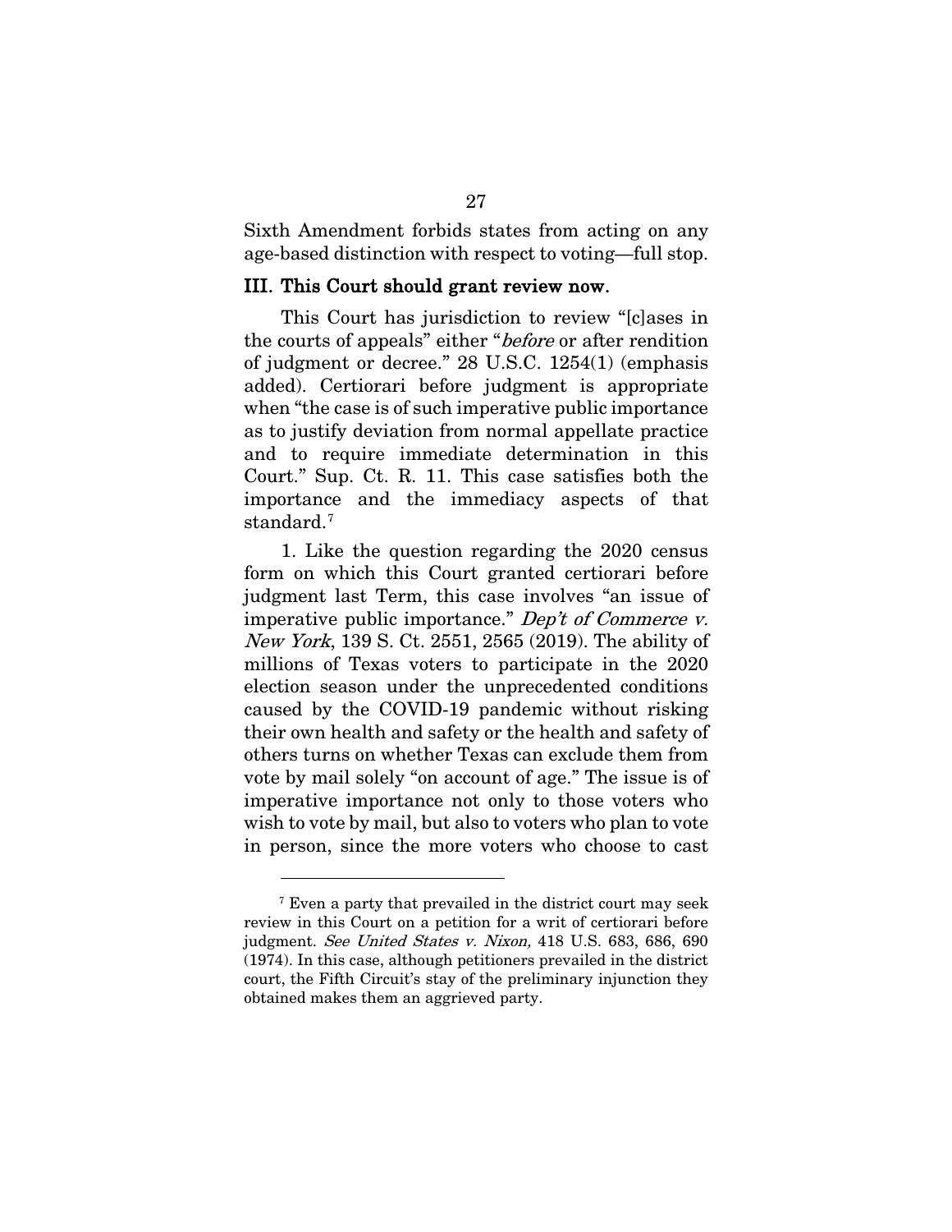Sixth Amendment forbids states from acting on any age-based distinction with respect to voting—full stop.

### III. This Court should grant review now.

This Court has jurisdiction to review "[c]ases in the courts of appeals" either "*before* or after rendition of judgment or decree." 28 U.S.C. 1254(1) (emphasis added). Certiorari before judgment is appropriate when "the case is of such imperative public importance as to justify deviation from normal appellate practice and to require immediate determination in this Court." Sup. Ct. R. 11. This case satisfies both the importance and the immediacy aspects of that standard.[7]

1. Like the question regarding the 2020 census form on which this Court granted certiorari before judgment last Term, this case involves "an issue of imperative public importance." *Dep't of Commerce v. New York*, 139 S. Ct. 2551, 2565 (2019). The ability of millions of Texas voters to participate in the 2020 election season under the unprecedented conditions caused by the COVID-19 pandemic without risking their own health and safety or the health and safety of others turns on whether Texas can exclude them from vote by mail solely "on account of age." The issue is of imperative importance not only to those voters who wish to vote by mail, but also to voters who plan to vote in person, since the more voters who choose to cast

---

[7] Even a party that prevailed in the district court may seek review in this Court on a petition for a writ of certiorari before judgment. *See United States v. Nixon,* 418 U.S. 683, 686, 690 (1974). In this case, although petitioners prevailed in the district court, the Fifth Circuit's stay of the preliminary injunction they obtained makes them an aggrieved party.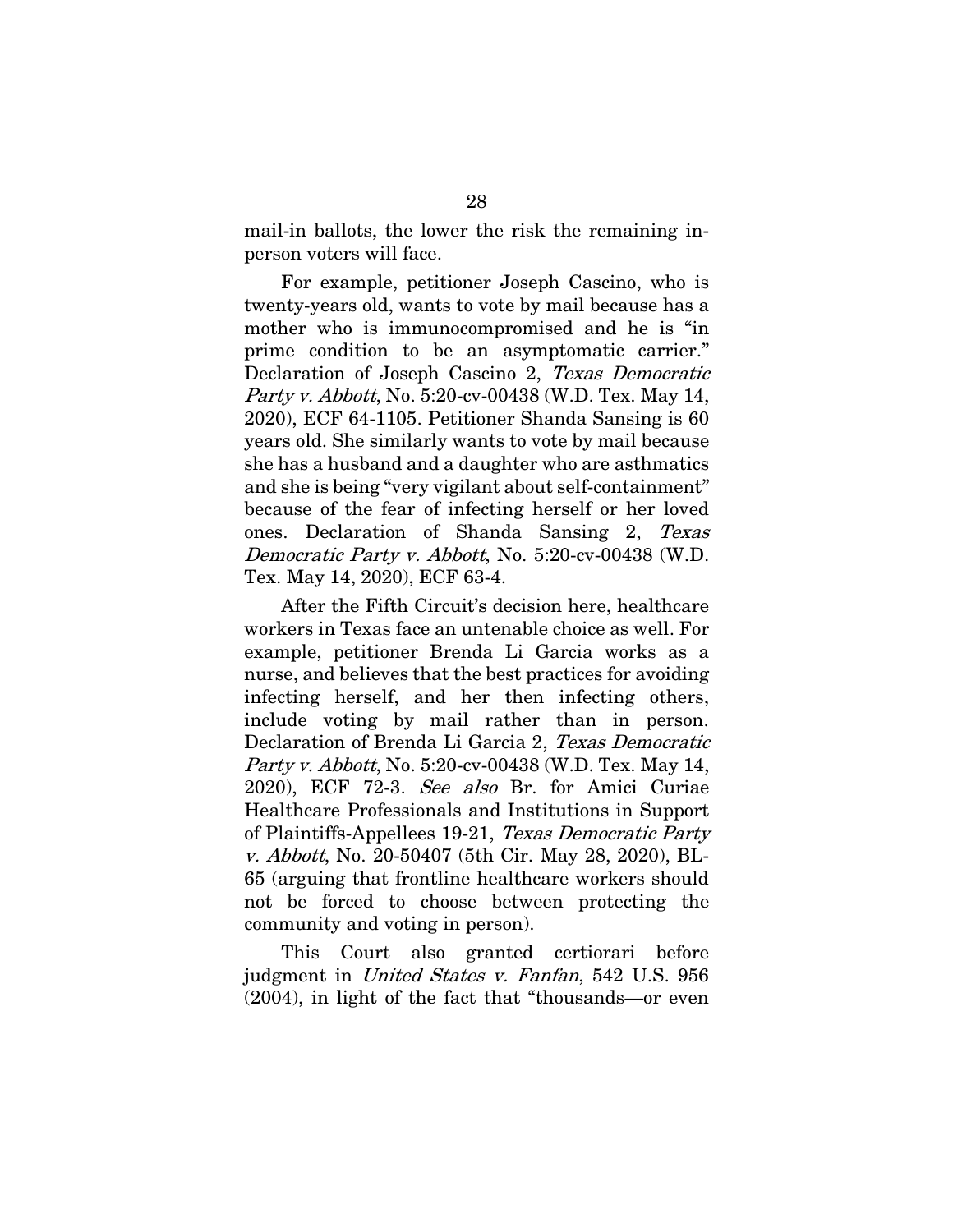mail-in ballots, the lower the risk the remaining in-person voters will face.

For example, petitioner Joseph Cascino, who is twenty-years old, wants to vote by mail because has a mother who is immunocompromised and he is "in prime condition to be an asymptomatic carrier." Declaration of Joseph Cascino 2, *Texas Democratic Party v. Abbott*, No. 5:20-cv-00438 (W.D. Tex. May 14, 2020), ECF 64-1105. Petitioner Shanda Sansing is 60 years old. She similarly wants to vote by mail because she has a husband and a daughter who are asthmatics and she is being "very vigilant about self-containment" because of the fear of infecting herself or her loved ones. Declaration of Shanda Sansing 2, *Texas Democratic Party v. Abbott*, No. 5:20-cv-00438 (W.D. Tex. May 14, 2020), ECF 63-4.

After the Fifth Circuit's decision here, healthcare workers in Texas face an untenable choice as well. For example, petitioner Brenda Li Garcia works as a nurse, and believes that the best practices for avoiding infecting herself, and her then infecting others, include voting by mail rather than in person. Declaration of Brenda Li Garcia 2, *Texas Democratic Party v. Abbott*, No. 5:20-cv-00438 (W.D. Tex. May 14, 2020), ECF 72-3. *See also* Br. for Amici Curiae Healthcare Professionals and Institutions in Support of Plaintiffs-Appellees 19-21, *Texas Democratic Party v. Abbott*, No. 20-50407 (5th Cir. May 28, 2020), BL-65 (arguing that frontline healthcare workers should not be forced to choose between protecting the community and voting in person).

This Court also granted certiorari before judgment in *United States v. Fanfan*, 542 U.S. 956 (2004), in light of the fact that "thousands—or even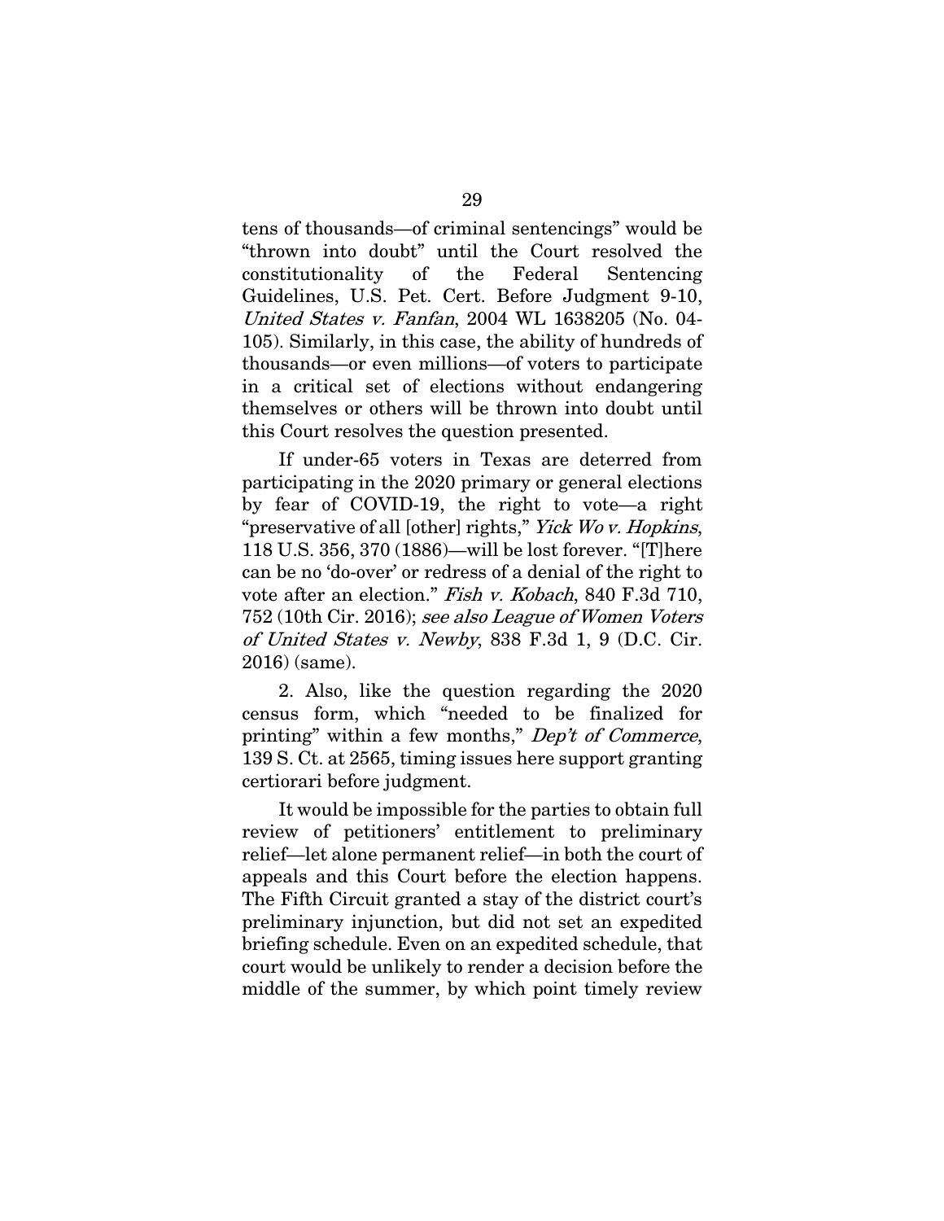tens of thousands—of criminal sentencings" would be "thrown into doubt" until the Court resolved the constitutionality of the Federal Sentencing Guidelines, U.S. Pet. Cert. Before Judgment 9-10, *United States v. Fanfan*, 2004 WL 1638205 (No. 04-105). Similarly, in this case, the ability of hundreds of thousands—or even millions—of voters to participate in a critical set of elections without endangering themselves or others will be thrown into doubt until this Court resolves the question presented.

If under-65 voters in Texas are deterred from participating in the 2020 primary or general elections by fear of COVID-19, the right to vote—a right "preservative of all [other] rights," *Yick Wo v. Hopkins*, 118 U.S. 356, 370 (1886)—will be lost forever. "[T]here can be no 'do-over' or redress of a denial of the right to vote after an election." *Fish v. Kobach*, 840 F.3d 710, 752 (10th Cir. 2016); *see also League of Women Voters of United States v. Newby*, 838 F.3d 1, 9 (D.C. Cir. 2016) (same).

2. Also, like the question regarding the 2020 census form, which "needed to be finalized for printing" within a few months," *Dep't of Commerce*, 139 S. Ct. at 2565, timing issues here support granting certiorari before judgment.

It would be impossible for the parties to obtain full review of petitioners' entitlement to preliminary relief—let alone permanent relief—in both the court of appeals and this Court before the election happens. The Fifth Circuit granted a stay of the district court's preliminary injunction, but did not set an expedited briefing schedule. Even on an expedited schedule, that court would be unlikely to render a decision before the middle of the summer, by which point timely review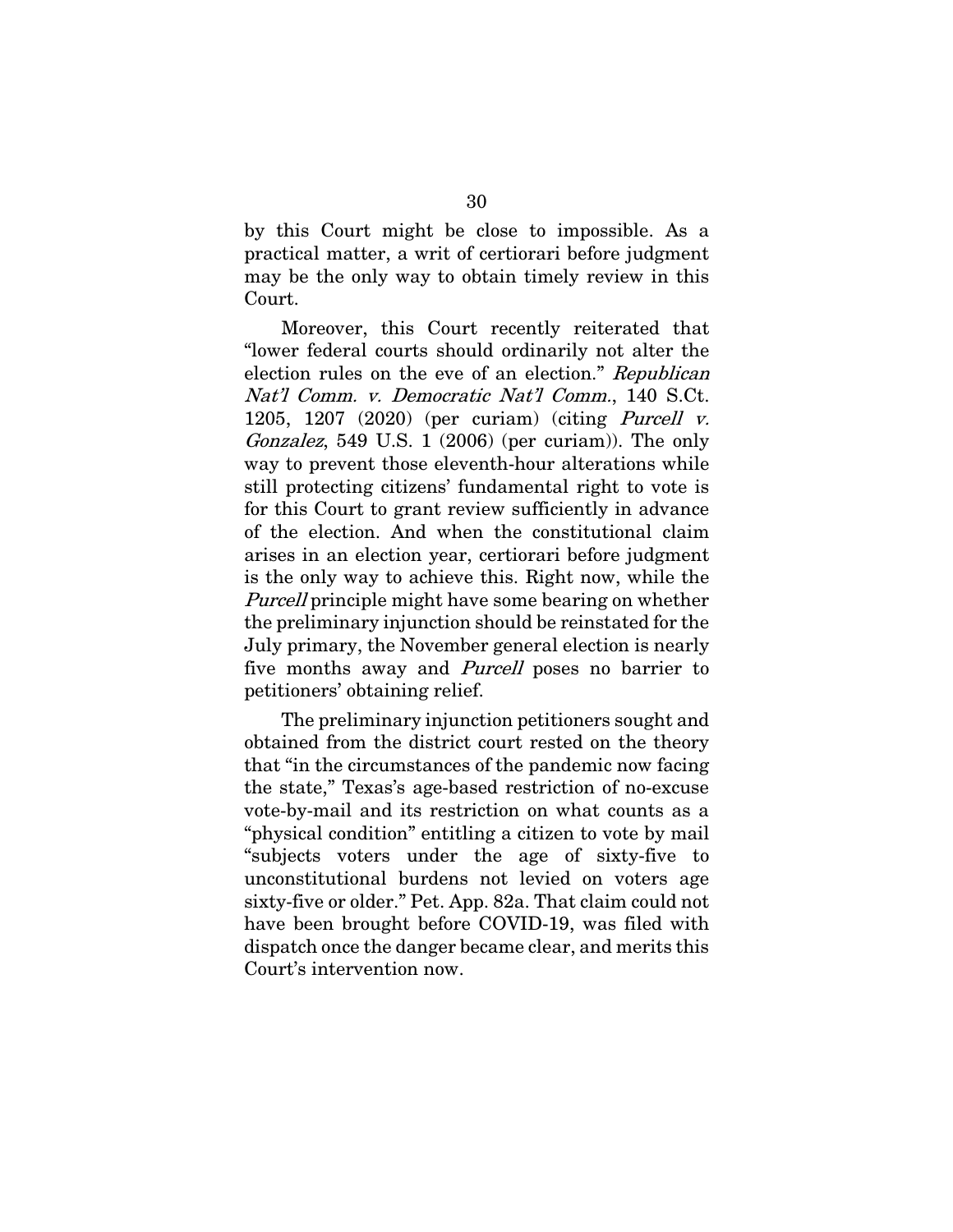by this Court might be close to impossible. As a practical matter, a writ of certiorari before judgment may be the only way to obtain timely review in this Court.

Moreover, this Court recently reiterated that "lower federal courts should ordinarily not alter the election rules on the eve of an election." *Republican Nat'l Comm. v. Democratic Nat'l Comm.*, 140 S.Ct. 1205, 1207 (2020) (per curiam) (citing *Purcell v. Gonzalez*, 549 U.S. 1 (2006) (per curiam)). The only way to prevent those eleventh-hour alterations while still protecting citizens' fundamental right to vote is for this Court to grant review sufficiently in advance of the election. And when the constitutional claim arises in an election year, certiorari before judgment is the only way to achieve this. Right now, while the *Purcell* principle might have some bearing on whether the preliminary injunction should be reinstated for the July primary, the November general election is nearly five months away and *Purcell* poses no barrier to petitioners' obtaining relief.

The preliminary injunction petitioners sought and obtained from the district court rested on the theory that "in the circumstances of the pandemic now facing the state," Texas's age-based restriction of no-excuse vote-by-mail and its restriction on what counts as a "physical condition" entitling a citizen to vote by mail "subjects voters under the age of sixty-five to unconstitutional burdens not levied on voters age sixty-five or older." Pet. App. 82a. That claim could not have been brought before COVID-19, was filed with dispatch once the danger became clear, and merits this Court's intervention now.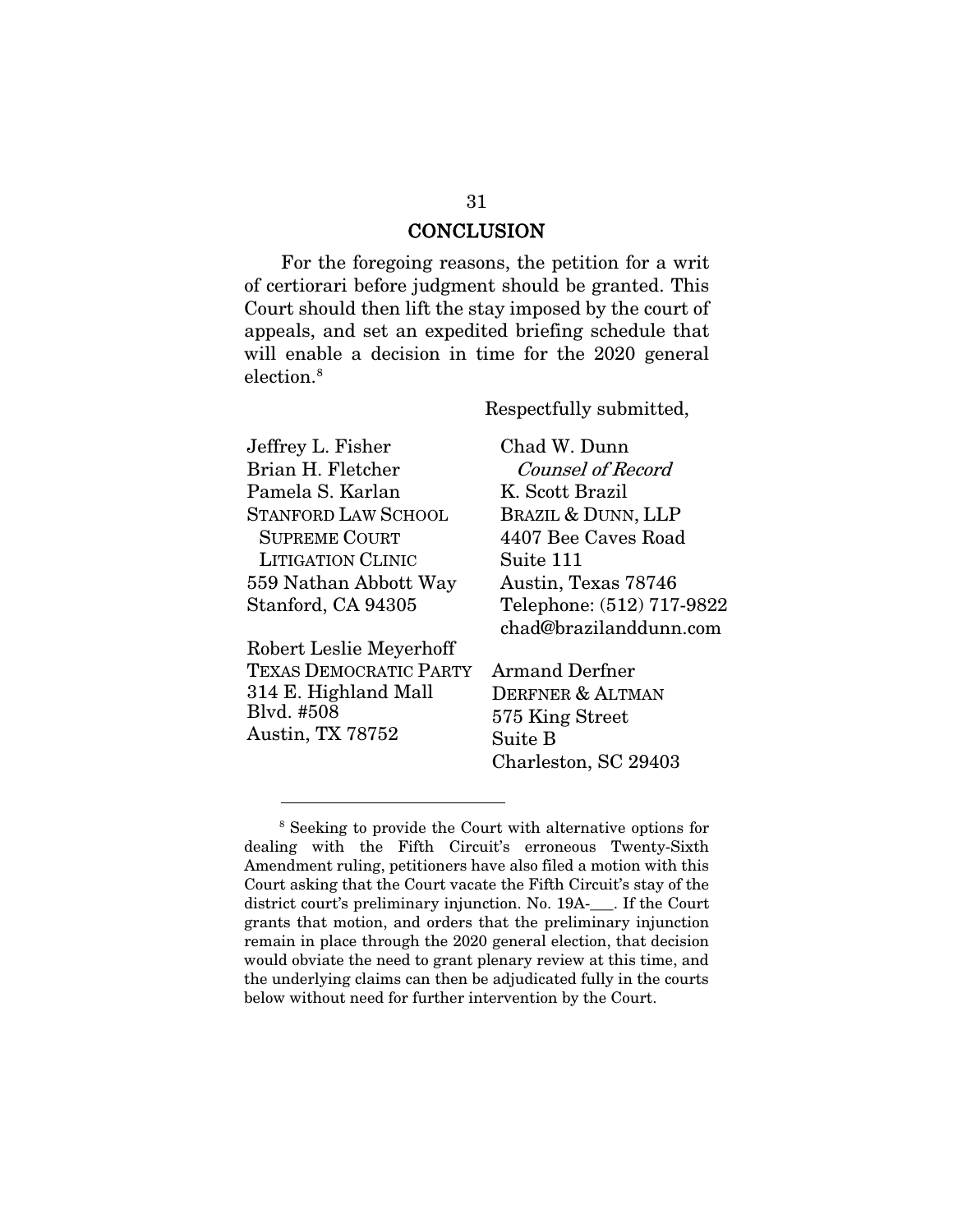## CONCLUSION

For the foregoing reasons, the petition for a writ of certiorari before judgment should be granted. This Court should then lift the stay imposed by the court of appeals, and set an expedited briefing schedule that will enable a decision in time for the 2020 general election.[8]

Respectfully submitted,

Jeffrey L. Fisher
Brian H. Fletcher
Pamela S. Karlan
STANFORD LAW SCHOOL
SUPREME COURT
LITIGATION CLINIC
559 Nathan Abbott Way
Stanford, CA 94305

Robert Leslie Meyerhoff
TEXAS DEMOCRATIC PARTY
314 E. Highland Mall
Blvd. #508
Austin, TX 78752

Chad W. Dunn
*Counsel of Record*
K. Scott Brazil
BRAZIL & DUNN, LLP
4407 Bee Caves Road
Suite 111
Austin, Texas 78746
Telephone: (512) 717-9822
chad@brazilanddunn.com

Armand Derfner
DERFNER & ALTMAN
575 King Street
Suite B
Charleston, SC 29403

---

[8] Seeking to provide the Court with alternative options for dealing with the Fifth Circuit's erroneous Twenty-Sixth Amendment ruling, petitioners have also filed a motion with this Court asking that the Court vacate the Fifth Circuit's stay of the district court's preliminary injunction. No. 19A-___. If the Court grants that motion, and orders that the preliminary injunction remain in place through the 2020 general election, that decision would obviate the need to grant plenary review at this time, and the underlying claims can then be adjudicated fully in the courts below without need for further intervention by the Court.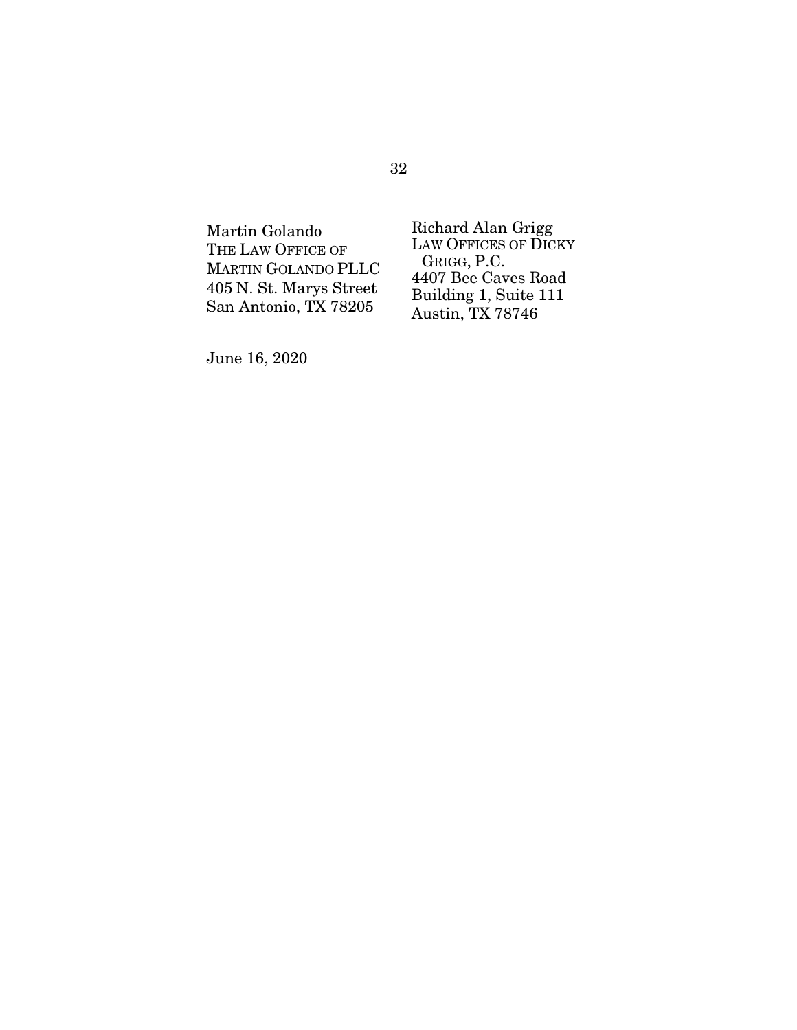Martin Golando
THE LAW OFFICE OF
MARTIN GOLANDO PLLC
405 N. St. Marys Street
San Antonio, TX 78205

Richard Alan Grigg
LAW OFFICES OF DICKY
GRIGG, P.C.
4407 Bee Caves Road
Building 1, Suite 111
Austin, TX 78746

June 16, 2020